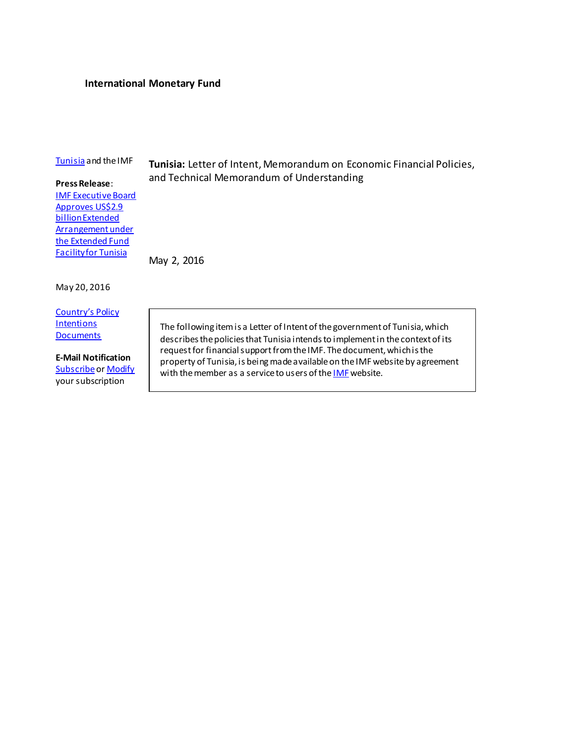**International Monetary Fund**

Tunisia and the IMF

**Press Release**:
IMF Executive Board Approves US$2.9 billion Extended Arrangement under the Extended Fund Facility for Tunisia

May 20, 2016

Country's Policy Intentions Documents

**E-Mail Notification**
Subscribe or Modify your subscription

**Tunisia:** Letter of Intent, Memorandum on Economic Financial Policies, and Technical Memorandum of Understanding

May 2, 2016

> The following item is a Letter of Intent of the government of Tunisia, which describes the policies that Tunisia intends to implement in the context of its request for financial support from the IMF. The document, which is the property of Tunisia, is being made available on the IMF website by agreement with the member as a service to users of the IMF website.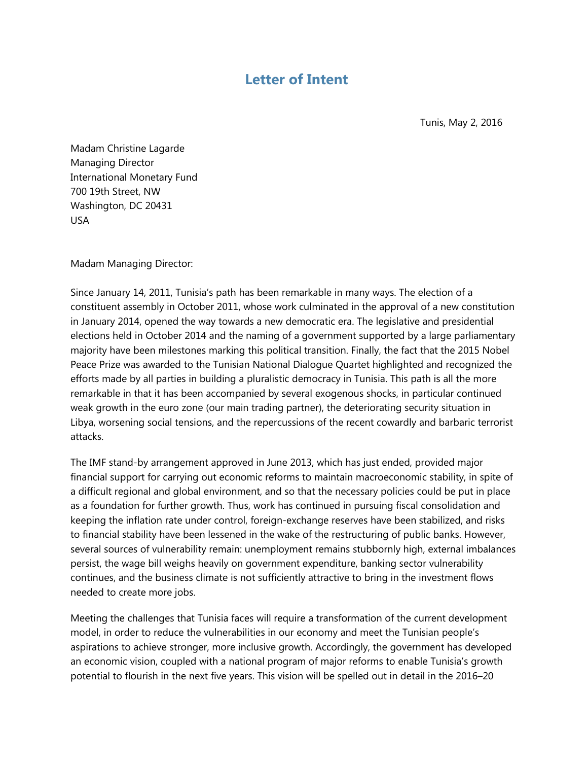# Letter of Intent

Tunis, May 2, 2016

Madam Christine Lagarde
Managing Director
International Monetary Fund
700 19th Street, NW
Washington, DC 20431
USA

Madam Managing Director:

Since January 14, 2011, Tunisia's path has been remarkable in many ways. The election of a constituent assembly in October 2011, whose work culminated in the approval of a new constitution in January 2014, opened the way towards a new democratic era. The legislative and presidential elections held in October 2014 and the naming of a government supported by a large parliamentary majority have been milestones marking this political transition. Finally, the fact that the 2015 Nobel Peace Prize was awarded to the Tunisian National Dialogue Quartet highlighted and recognized the efforts made by all parties in building a pluralistic democracy in Tunisia. This path is all the more remarkable in that it has been accompanied by several exogenous shocks, in particular continued weak growth in the euro zone (our main trading partner), the deteriorating security situation in Libya, worsening social tensions, and the repercussions of the recent cowardly and barbaric terrorist attacks.

The IMF stand-by arrangement approved in June 2013, which has just ended, provided major financial support for carrying out economic reforms to maintain macroeconomic stability, in spite of a difficult regional and global environment, and so that the necessary policies could be put in place as a foundation for further growth. Thus, work has continued in pursuing fiscal consolidation and keeping the inflation rate under control, foreign-exchange reserves have been stabilized, and risks to financial stability have been lessened in the wake of the restructuring of public banks. However, several sources of vulnerability remain: unemployment remains stubbornly high, external imbalances persist, the wage bill weighs heavily on government expenditure, banking sector vulnerability continues, and the business climate is not sufficiently attractive to bring in the investment flows needed to create more jobs.

Meeting the challenges that Tunisia faces will require a transformation of the current development model, in order to reduce the vulnerabilities in our economy and meet the Tunisian people's aspirations to achieve stronger, more inclusive growth. Accordingly, the government has developed an economic vision, coupled with a national program of major reforms to enable Tunisia's growth potential to flourish in the next five years. This vision will be spelled out in detail in the 2016–20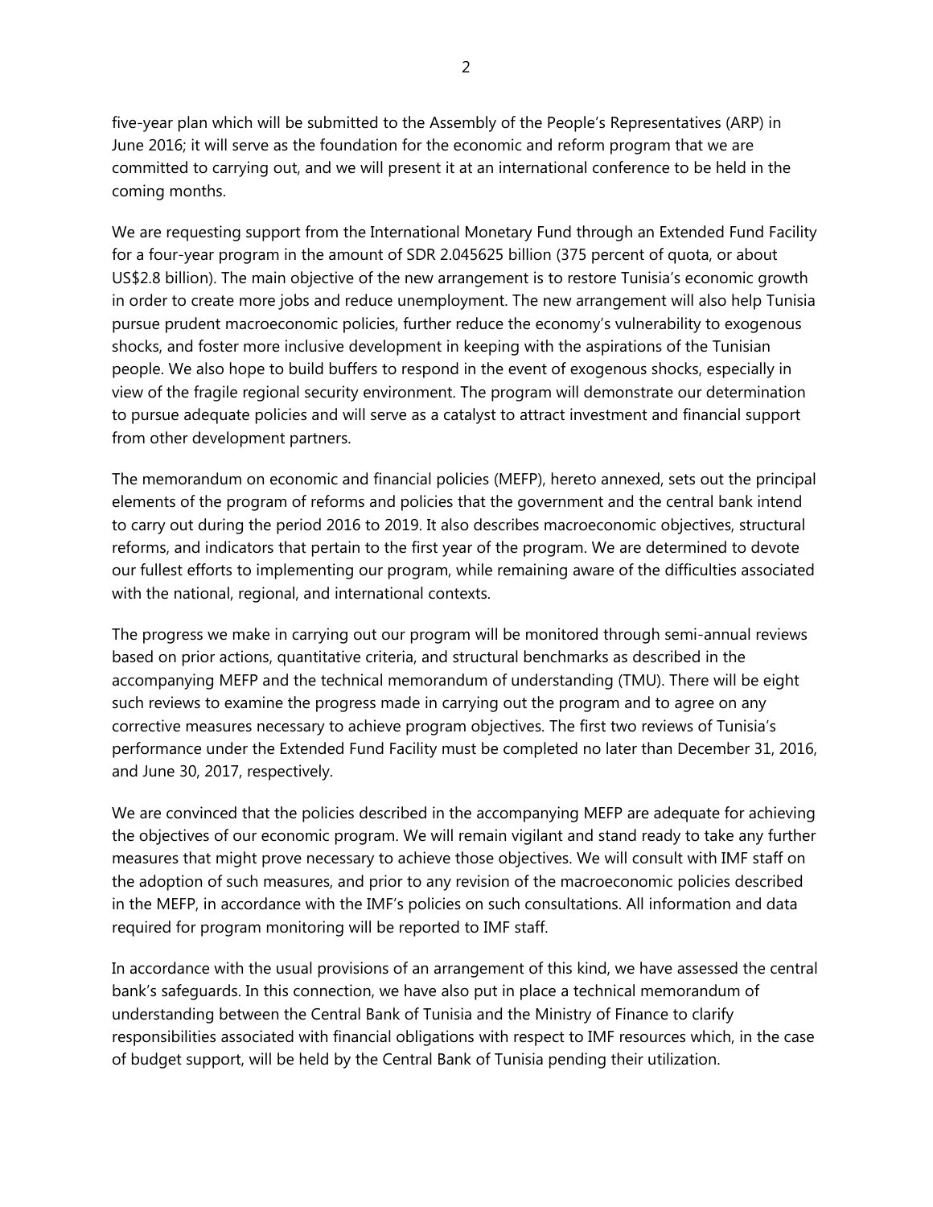five-year plan which will be submitted to the Assembly of the People's Representatives (ARP) in June 2016; it will serve as the foundation for the economic and reform program that we are committed to carrying out, and we will present it at an international conference to be held in the coming months.

We are requesting support from the International Monetary Fund through an Extended Fund Facility for a four-year program in the amount of SDR 2.045625 billion (375 percent of quota, or about US$2.8 billion). The main objective of the new arrangement is to restore Tunisia's economic growth in order to create more jobs and reduce unemployment. The new arrangement will also help Tunisia pursue prudent macroeconomic policies, further reduce the economy's vulnerability to exogenous shocks, and foster more inclusive development in keeping with the aspirations of the Tunisian people. We also hope to build buffers to respond in the event of exogenous shocks, especially in view of the fragile regional security environment. The program will demonstrate our determination to pursue adequate policies and will serve as a catalyst to attract investment and financial support from other development partners.

The memorandum on economic and financial policies (MEFP), hereto annexed, sets out the principal elements of the program of reforms and policies that the government and the central bank intend to carry out during the period 2016 to 2019. It also describes macroeconomic objectives, structural reforms, and indicators that pertain to the first year of the program. We are determined to devote our fullest efforts to implementing our program, while remaining aware of the difficulties associated with the national, regional, and international contexts.

The progress we make in carrying out our program will be monitored through semi-annual reviews based on prior actions, quantitative criteria, and structural benchmarks as described in the accompanying MEFP and the technical memorandum of understanding (TMU). There will be eight such reviews to examine the progress made in carrying out the program and to agree on any corrective measures necessary to achieve program objectives. The first two reviews of Tunisia's performance under the Extended Fund Facility must be completed no later than December 31, 2016, and June 30, 2017, respectively.

We are convinced that the policies described in the accompanying MEFP are adequate for achieving the objectives of our economic program. We will remain vigilant and stand ready to take any further measures that might prove necessary to achieve those objectives. We will consult with IMF staff on the adoption of such measures, and prior to any revision of the macroeconomic policies described in the MEFP, in accordance with the IMF's policies on such consultations. All information and data required for program monitoring will be reported to IMF staff.

In accordance with the usual provisions of an arrangement of this kind, we have assessed the central bank's safeguards. In this connection, we have also put in place a technical memorandum of understanding between the Central Bank of Tunisia and the Ministry of Finance to clarify responsibilities associated with financial obligations with respect to IMF resources which, in the case of budget support, will be held by the Central Bank of Tunisia pending their utilization.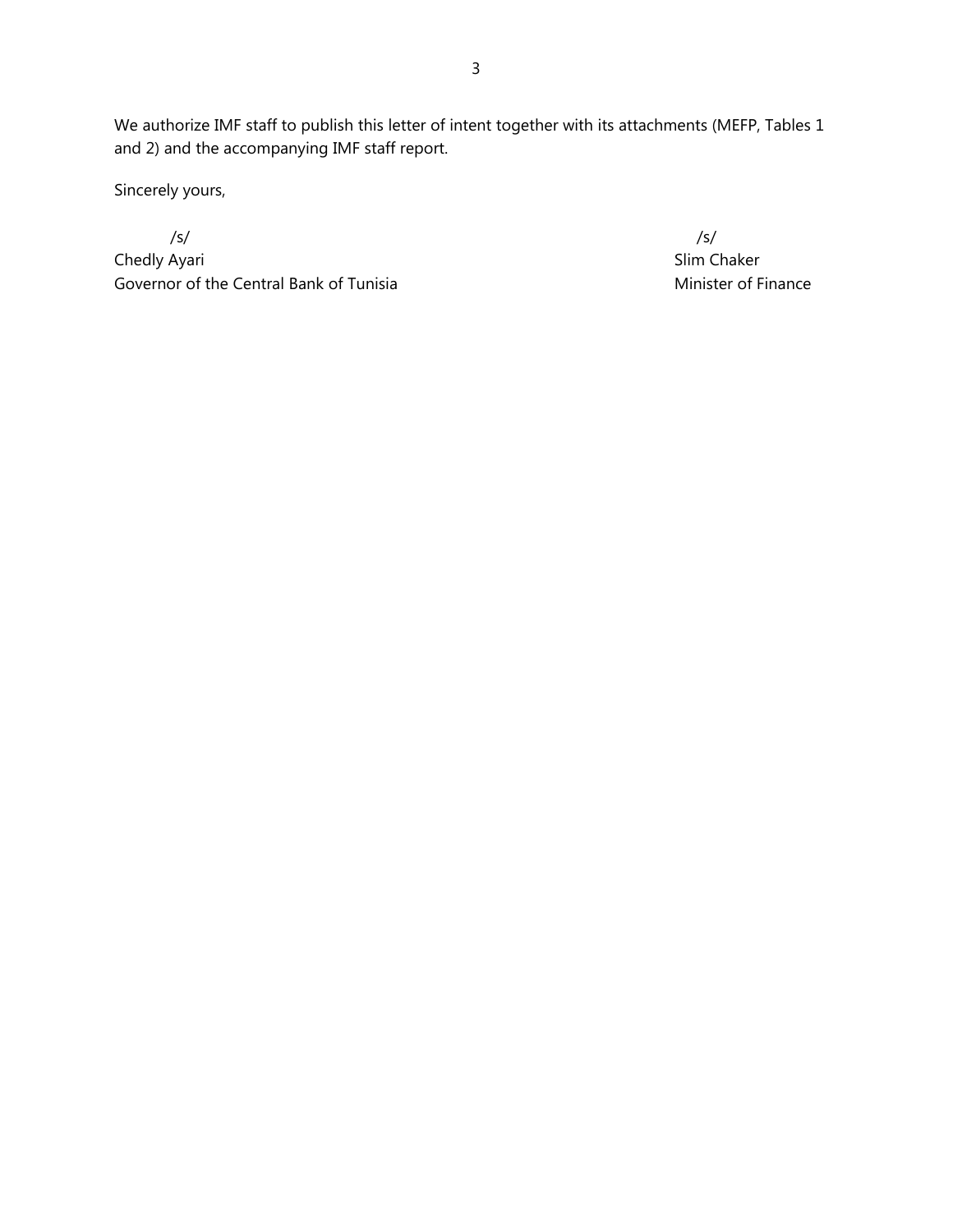We authorize IMF staff to publish this letter of intent together with its attachments (MEFP, Tables 1 and 2) and the accompanying IMF staff report.

Sincerely yours,

| /s/ | /s/ |
|---|---|
| Chedly Ayari | Slim Chaker |
| Governor of the Central Bank of Tunisia | Minister of Finance |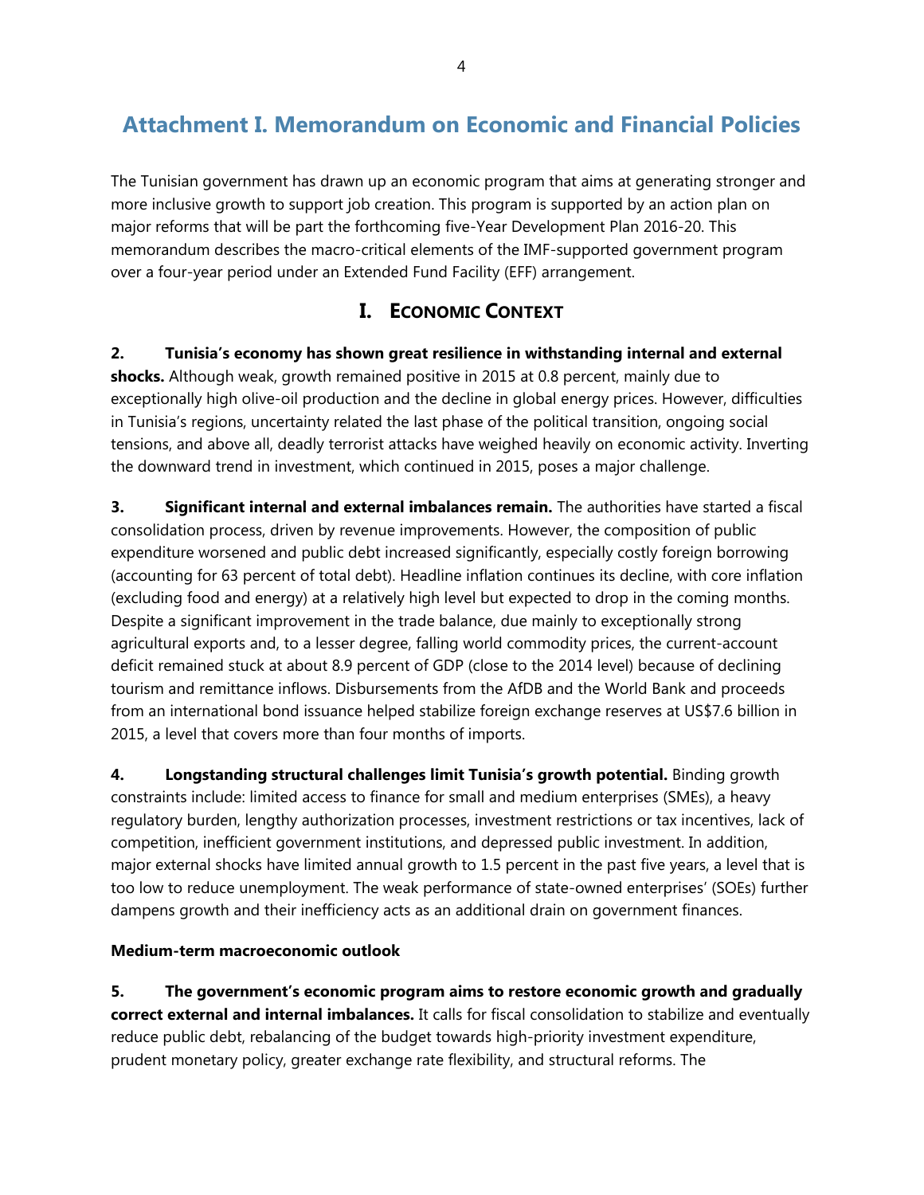# Attachment I. Memorandum on Economic and Financial Policies

The Tunisian government has drawn up an economic program that aims at generating stronger and more inclusive growth to support job creation. This program is supported by an action plan on major reforms that will be part the forthcoming five-Year Development Plan 2016-20. This memorandum describes the macro-critical elements of the IMF-supported government program over a four-year period under an Extended Fund Facility (EFF) arrangement.

## I. Economic Context

**2. Tunisia's economy has shown great resilience in withstanding internal and external shocks.** Although weak, growth remained positive in 2015 at 0.8 percent, mainly due to exceptionally high olive-oil production and the decline in global energy prices. However, difficulties in Tunisia's regions, uncertainty related the last phase of the political transition, ongoing social tensions, and above all, deadly terrorist attacks have weighed heavily on economic activity. Inverting the downward trend in investment, which continued in 2015, poses a major challenge.

**3. Significant internal and external imbalances remain.** The authorities have started a fiscal consolidation process, driven by revenue improvements. However, the composition of public expenditure worsened and public debt increased significantly, especially costly foreign borrowing (accounting for 63 percent of total debt). Headline inflation continues its decline, with core inflation (excluding food and energy) at a relatively high level but expected to drop in the coming months. Despite a significant improvement in the trade balance, due mainly to exceptionally strong agricultural exports and, to a lesser degree, falling world commodity prices, the current-account deficit remained stuck at about 8.9 percent of GDP (close to the 2014 level) because of declining tourism and remittance inflows. Disbursements from the AfDB and the World Bank and proceeds from an international bond issuance helped stabilize foreign exchange reserves at US$7.6 billion in 2015, a level that covers more than four months of imports.

**4. Longstanding structural challenges limit Tunisia's growth potential.** Binding growth constraints include: limited access to finance for small and medium enterprises (SMEs), a heavy regulatory burden, lengthy authorization processes, investment restrictions or tax incentives, lack of competition, inefficient government institutions, and depressed public investment. In addition, major external shocks have limited annual growth to 1.5 percent in the past five years, a level that is too low to reduce unemployment. The weak performance of state-owned enterprises' (SOEs) further dampens growth and their inefficiency acts as an additional drain on government finances.

**Medium-term macroeconomic outlook**

**5. The government's economic program aims to restore economic growth and gradually correct external and internal imbalances.** It calls for fiscal consolidation to stabilize and eventually reduce public debt, rebalancing of the budget towards high-priority investment expenditure, prudent monetary policy, greater exchange rate flexibility, and structural reforms. The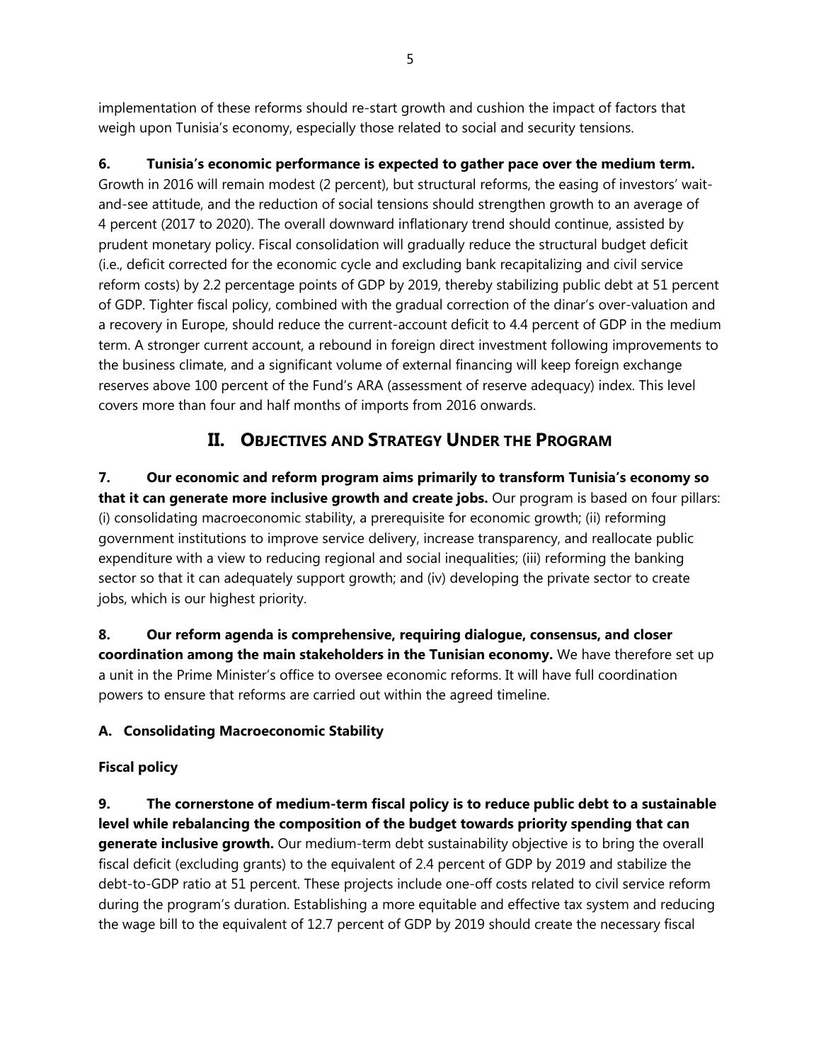implementation of these reforms should re-start growth and cushion the impact of factors that weigh upon Tunisia's economy, especially those related to social and security tensions.

**6. Tunisia's economic performance is expected to gather pace over the medium term.** Growth in 2016 will remain modest (2 percent), but structural reforms, the easing of investors' wait-and-see attitude, and the reduction of social tensions should strengthen growth to an average of 4 percent (2017 to 2020). The overall downward inflationary trend should continue, assisted by prudent monetary policy. Fiscal consolidation will gradually reduce the structural budget deficit (i.e., deficit corrected for the economic cycle and excluding bank recapitalizing and civil service reform costs) by 2.2 percentage points of GDP by 2019, thereby stabilizing public debt at 51 percent of GDP. Tighter fiscal policy, combined with the gradual correction of the dinar's over-valuation and a recovery in Europe, should reduce the current-account deficit to 4.4 percent of GDP in the medium term. A stronger current account, a rebound in foreign direct investment following improvements to the business climate, and a significant volume of external financing will keep foreign exchange reserves above 100 percent of the Fund's ARA (assessment of reserve adequacy) index. This level covers more than four and half months of imports from 2016 onwards.

## II. OBJECTIVES AND STRATEGY UNDER THE PROGRAM

**7. Our economic and reform program aims primarily to transform Tunisia's economy so that it can generate more inclusive growth and create jobs.** Our program is based on four pillars: (i) consolidating macroeconomic stability, a prerequisite for economic growth; (ii) reforming government institutions to improve service delivery, increase transparency, and reallocate public expenditure with a view to reducing regional and social inequalities; (iii) reforming the banking sector so that it can adequately support growth; and (iv) developing the private sector to create jobs, which is our highest priority.

**8. Our reform agenda is comprehensive, requiring dialogue, consensus, and closer coordination among the main stakeholders in the Tunisian economy.** We have therefore set up a unit in the Prime Minister's office to oversee economic reforms. It will have full coordination powers to ensure that reforms are carried out within the agreed timeline.

### A. Consolidating Macroeconomic Stability

#### Fiscal policy

**9. The cornerstone of medium-term fiscal policy is to reduce public debt to a sustainable level while rebalancing the composition of the budget towards priority spending that can generate inclusive growth.** Our medium-term debt sustainability objective is to bring the overall fiscal deficit (excluding grants) to the equivalent of 2.4 percent of GDP by 2019 and stabilize the debt-to-GDP ratio at 51 percent. These projects include one-off costs related to civil service reform during the program's duration. Establishing a more equitable and effective tax system and reducing the wage bill to the equivalent of 12.7 percent of GDP by 2019 should create the necessary fiscal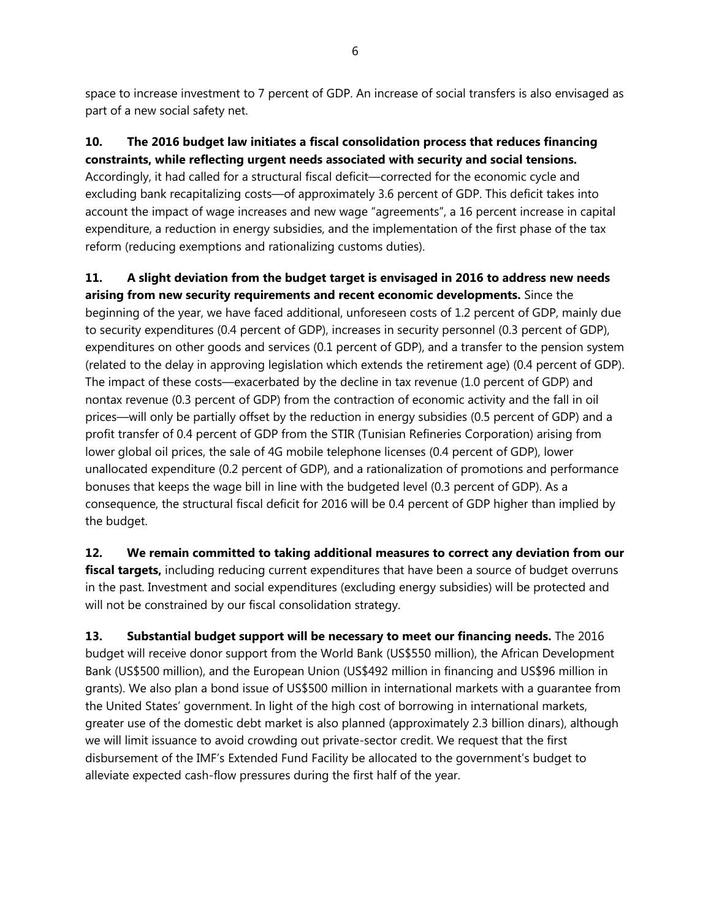space to increase investment to 7 percent of GDP. An increase of social transfers is also envisaged as part of a new social safety net.

**10. The 2016 budget law initiates a fiscal consolidation process that reduces financing constraints, while reflecting urgent needs associated with security and social tensions.** Accordingly, it had called for a structural fiscal deficit—corrected for the economic cycle and excluding bank recapitalizing costs—of approximately 3.6 percent of GDP. This deficit takes into account the impact of wage increases and new wage "agreements", a 16 percent increase in capital expenditure, a reduction in energy subsidies, and the implementation of the first phase of the tax reform (reducing exemptions and rationalizing customs duties).

**11. A slight deviation from the budget target is envisaged in 2016 to address new needs arising from new security requirements and recent economic developments.** Since the beginning of the year, we have faced additional, unforeseen costs of 1.2 percent of GDP, mainly due to security expenditures (0.4 percent of GDP), increases in security personnel (0.3 percent of GDP), expenditures on other goods and services (0.1 percent of GDP), and a transfer to the pension system (related to the delay in approving legislation which extends the retirement age) (0.4 percent of GDP). The impact of these costs—exacerbated by the decline in tax revenue (1.0 percent of GDP) and nontax revenue (0.3 percent of GDP) from the contraction of economic activity and the fall in oil prices—will only be partially offset by the reduction in energy subsidies (0.5 percent of GDP) and a profit transfer of 0.4 percent of GDP from the STIR (Tunisian Refineries Corporation) arising from lower global oil prices, the sale of 4G mobile telephone licenses (0.4 percent of GDP), lower unallocated expenditure (0.2 percent of GDP), and a rationalization of promotions and performance bonuses that keeps the wage bill in line with the budgeted level (0.3 percent of GDP). As a consequence, the structural fiscal deficit for 2016 will be 0.4 percent of GDP higher than implied by the budget.

**12. We remain committed to taking additional measures to correct any deviation from our fiscal targets,** including reducing current expenditures that have been a source of budget overruns in the past. Investment and social expenditures (excluding energy subsidies) will be protected and will not be constrained by our fiscal consolidation strategy.

**13. Substantial budget support will be necessary to meet our financing needs.** The 2016 budget will receive donor support from the World Bank (US$550 million), the African Development Bank (US$500 million), and the European Union (US$492 million in financing and US$96 million in grants). We also plan a bond issue of US$500 million in international markets with a guarantee from the United States' government. In light of the high cost of borrowing in international markets, greater use of the domestic debt market is also planned (approximately 2.3 billion dinars), although we will limit issuance to avoid crowding out private-sector credit. We request that the first disbursement of the IMF's Extended Fund Facility be allocated to the government's budget to alleviate expected cash-flow pressures during the first half of the year.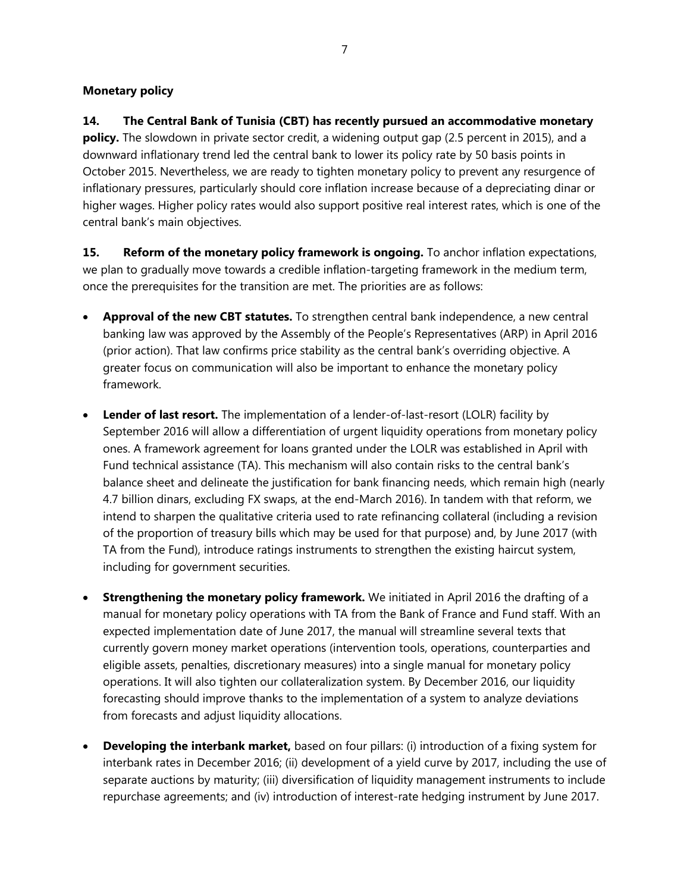### Monetary policy

**14. The Central Bank of Tunisia (CBT) has recently pursued an accommodative monetary policy.** The slowdown in private sector credit, a widening output gap (2.5 percent in 2015), and a downward inflationary trend led the central bank to lower its policy rate by 50 basis points in October 2015. Nevertheless, we are ready to tighten monetary policy to prevent any resurgence of inflationary pressures, particularly should core inflation increase because of a depreciating dinar or higher wages. Higher policy rates would also support positive real interest rates, which is one of the central bank's main objectives.

**15. Reform of the monetary policy framework is ongoing.** To anchor inflation expectations, we plan to gradually move towards a credible inflation-targeting framework in the medium term, once the prerequisites for the transition are met. The priorities are as follows:

- **Approval of the new CBT statutes.** To strengthen central bank independence, a new central banking law was approved by the Assembly of the People's Representatives (ARP) in April 2016 (prior action). That law confirms price stability as the central bank's overriding objective. A greater focus on communication will also be important to enhance the monetary policy framework.

- **Lender of last resort.** The implementation of a lender-of-last-resort (LOLR) facility by September 2016 will allow a differentiation of urgent liquidity operations from monetary policy ones. A framework agreement for loans granted under the LOLR was established in April with Fund technical assistance (TA). This mechanism will also contain risks to the central bank's balance sheet and delineate the justification for bank financing needs, which remain high (nearly 4.7 billion dinars, excluding FX swaps, at the end-March 2016). In tandem with that reform, we intend to sharpen the qualitative criteria used to rate refinancing collateral (including a revision of the proportion of treasury bills which may be used for that purpose) and, by June 2017 (with TA from the Fund), introduce ratings instruments to strengthen the existing haircut system, including for government securities.

- **Strengthening the monetary policy framework.** We initiated in April 2016 the drafting of a manual for monetary policy operations with TA from the Bank of France and Fund staff. With an expected implementation date of June 2017, the manual will streamline several texts that currently govern money market operations (intervention tools, operations, counterparties and eligible assets, penalties, discretionary measures) into a single manual for monetary policy operations. It will also tighten our collateralization system. By December 2016, our liquidity forecasting should improve thanks to the implementation of a system to analyze deviations from forecasts and adjust liquidity allocations.

- **Developing the interbank market,** based on four pillars: (i) introduction of a fixing system for interbank rates in December 2016; (ii) development of a yield curve by 2017, including the use of separate auctions by maturity; (iii) diversification of liquidity management instruments to include repurchase agreements; and (iv) introduction of interest-rate hedging instrument by June 2017.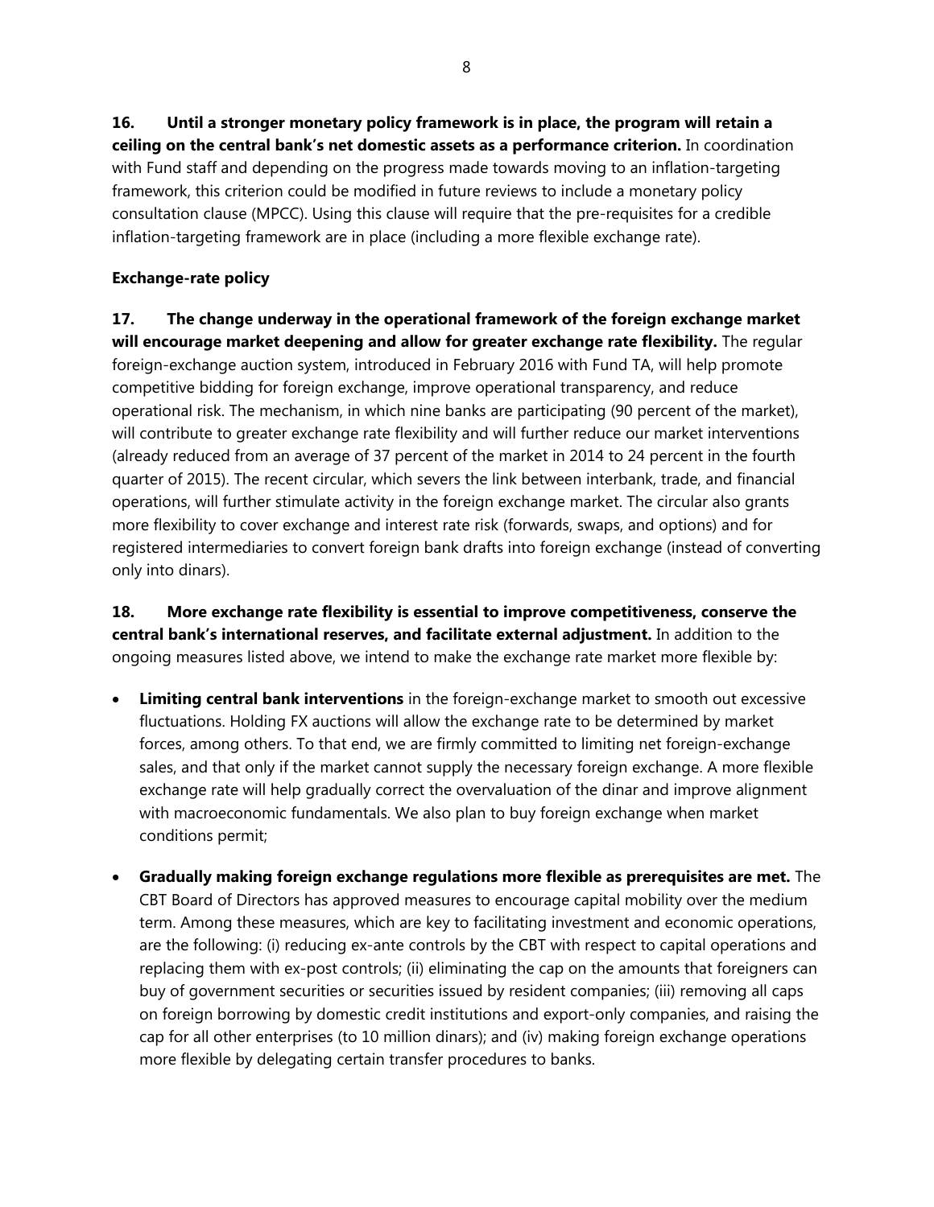**16. Until a stronger monetary policy framework is in place, the program will retain a ceiling on the central bank's net domestic assets as a performance criterion.** In coordination with Fund staff and depending on the progress made towards moving to an inflation-targeting framework, this criterion could be modified in future reviews to include a monetary policy consultation clause (MPCC). Using this clause will require that the pre-requisites for a credible inflation-targeting framework are in place (including a more flexible exchange rate).

**Exchange-rate policy**

**17. The change underway in the operational framework of the foreign exchange market will encourage market deepening and allow for greater exchange rate flexibility.** The regular foreign-exchange auction system, introduced in February 2016 with Fund TA, will help promote competitive bidding for foreign exchange, improve operational transparency, and reduce operational risk. The mechanism, in which nine banks are participating (90 percent of the market), will contribute to greater exchange rate flexibility and will further reduce our market interventions (already reduced from an average of 37 percent of the market in 2014 to 24 percent in the fourth quarter of 2015). The recent circular, which severs the link between interbank, trade, and financial operations, will further stimulate activity in the foreign exchange market. The circular also grants more flexibility to cover exchange and interest rate risk (forwards, swaps, and options) and for registered intermediaries to convert foreign bank drafts into foreign exchange (instead of converting only into dinars).

**18. More exchange rate flexibility is essential to improve competitiveness, conserve the central bank's international reserves, and facilitate external adjustment.** In addition to the ongoing measures listed above, we intend to make the exchange rate market more flexible by:

- **Limiting central bank interventions** in the foreign-exchange market to smooth out excessive fluctuations. Holding FX auctions will allow the exchange rate to be determined by market forces, among others. To that end, we are firmly committed to limiting net foreign-exchange sales, and that only if the market cannot supply the necessary foreign exchange. A more flexible exchange rate will help gradually correct the overvaluation of the dinar and improve alignment with macroeconomic fundamentals. We also plan to buy foreign exchange when market conditions permit;

- **Gradually making foreign exchange regulations more flexible as prerequisites are met.** The CBT Board of Directors has approved measures to encourage capital mobility over the medium term. Among these measures, which are key to facilitating investment and economic operations, are the following: (i) reducing ex-ante controls by the CBT with respect to capital operations and replacing them with ex-post controls; (ii) eliminating the cap on the amounts that foreigners can buy of government securities or securities issued by resident companies; (iii) removing all caps on foreign borrowing by domestic credit institutions and export-only companies, and raising the cap for all other enterprises (to 10 million dinars); and (iv) making foreign exchange operations more flexible by delegating certain transfer procedures to banks.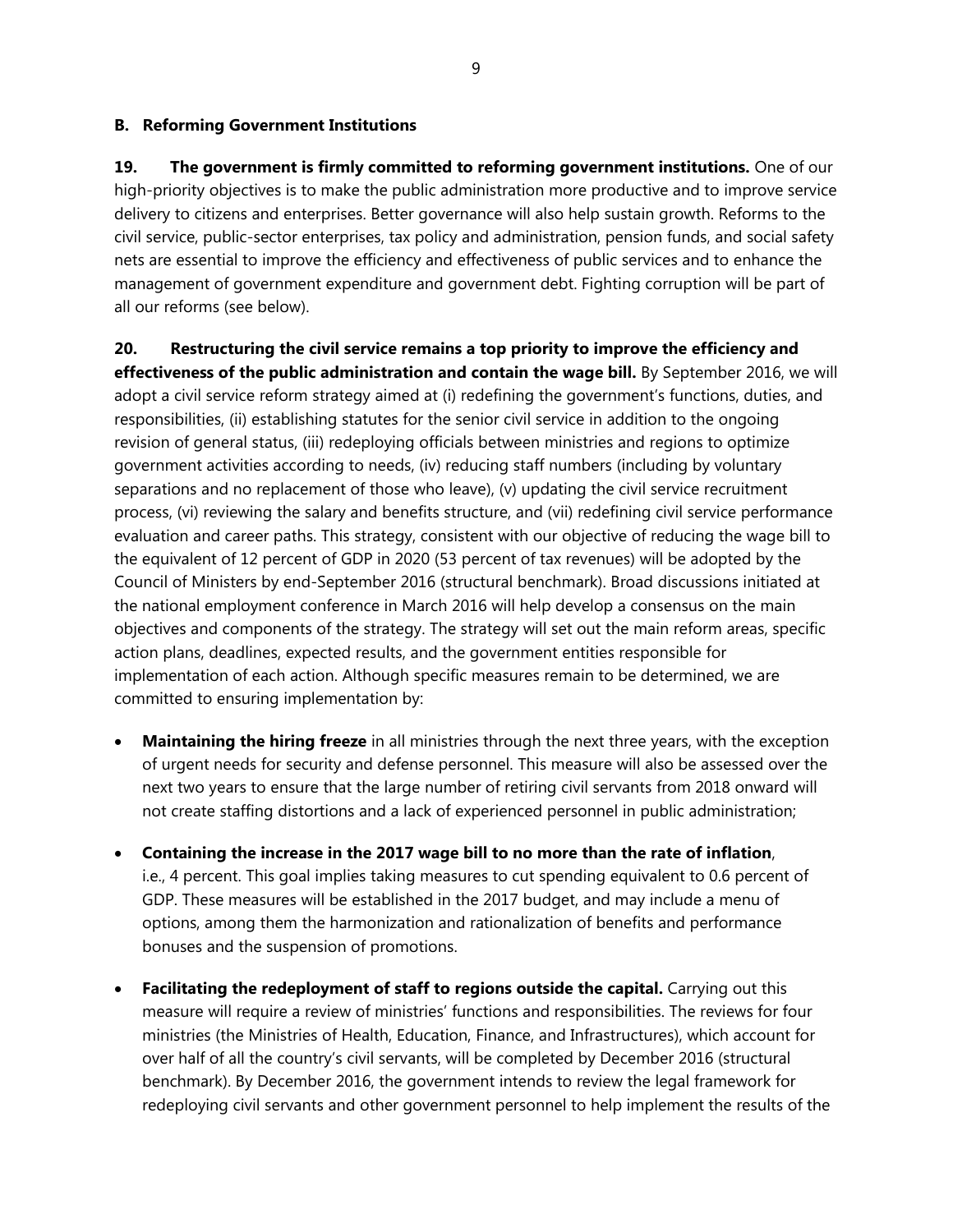### B. Reforming Government Institutions

**19. The government is firmly committed to reforming government institutions.** One of our high-priority objectives is to make the public administration more productive and to improve service delivery to citizens and enterprises. Better governance will also help sustain growth. Reforms to the civil service, public-sector enterprises, tax policy and administration, pension funds, and social safety nets are essential to improve the efficiency and effectiveness of public services and to enhance the management of government expenditure and government debt. Fighting corruption will be part of all our reforms (see below).

**20. Restructuring the civil service remains a top priority to improve the efficiency and effectiveness of the public administration and contain the wage bill.** By September 2016, we will adopt a civil service reform strategy aimed at (i) redefining the government's functions, duties, and responsibilities, (ii) establishing statutes for the senior civil service in addition to the ongoing revision of general status, (iii) redeploying officials between ministries and regions to optimize government activities according to needs, (iv) reducing staff numbers (including by voluntary separations and no replacement of those who leave), (v) updating the civil service recruitment process, (vi) reviewing the salary and benefits structure, and (vii) redefining civil service performance evaluation and career paths. This strategy, consistent with our objective of reducing the wage bill to the equivalent of 12 percent of GDP in 2020 (53 percent of tax revenues) will be adopted by the Council of Ministers by end-September 2016 (structural benchmark). Broad discussions initiated at the national employment conference in March 2016 will help develop a consensus on the main objectives and components of the strategy. The strategy will set out the main reform areas, specific action plans, deadlines, expected results, and the government entities responsible for implementation of each action. Although specific measures remain to be determined, we are committed to ensuring implementation by:

- **Maintaining the hiring freeze** in all ministries through the next three years, with the exception of urgent needs for security and defense personnel. This measure will also be assessed over the next two years to ensure that the large number of retiring civil servants from 2018 onward will not create staffing distortions and a lack of experienced personnel in public administration;

- **Containing the increase in the 2017 wage bill to no more than the rate of inflation**, i.e., 4 percent. This goal implies taking measures to cut spending equivalent to 0.6 percent of GDP. These measures will be established in the 2017 budget, and may include a menu of options, among them the harmonization and rationalization of benefits and performance bonuses and the suspension of promotions.

- **Facilitating the redeployment of staff to regions outside the capital.** Carrying out this measure will require a review of ministries' functions and responsibilities. The reviews for four ministries (the Ministries of Health, Education, Finance, and Infrastructures), which account for over half of all the country's civil servants, will be completed by December 2016 (structural benchmark). By December 2016, the government intends to review the legal framework for redeploying civil servants and other government personnel to help implement the results of the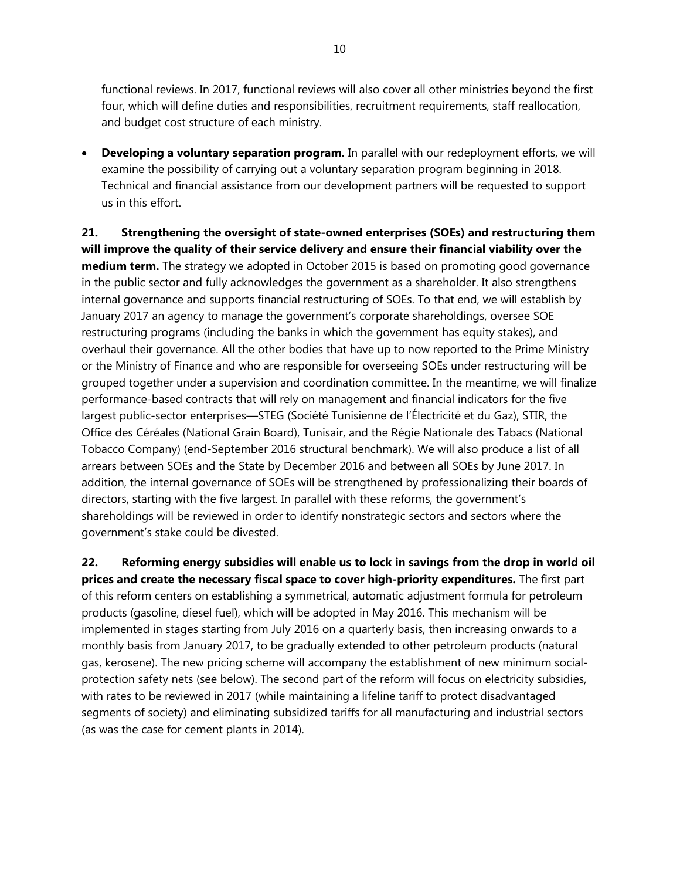functional reviews. In 2017, functional reviews will also cover all other ministries beyond the first four, which will define duties and responsibilities, recruitment requirements, staff reallocation, and budget cost structure of each ministry.

- **Developing a voluntary separation program.** In parallel with our redeployment efforts, we will examine the possibility of carrying out a voluntary separation program beginning in 2018. Technical and financial assistance from our development partners will be requested to support us in this effort.

**21. Strengthening the oversight of state-owned enterprises (SOEs) and restructuring them will improve the quality of their service delivery and ensure their financial viability over the medium term.** The strategy we adopted in October 2015 is based on promoting good governance in the public sector and fully acknowledges the government as a shareholder. It also strengthens internal governance and supports financial restructuring of SOEs. To that end, we will establish by January 2017 an agency to manage the government's corporate shareholdings, oversee SOE restructuring programs (including the banks in which the government has equity stakes), and overhaul their governance. All the other bodies that have up to now reported to the Prime Ministry or the Ministry of Finance and who are responsible for overseeing SOEs under restructuring will be grouped together under a supervision and coordination committee. In the meantime, we will finalize performance-based contracts that will rely on management and financial indicators for the five largest public-sector enterprises—STEG (Société Tunisienne de l'Électricité et du Gaz), STIR, the Office des Céréales (National Grain Board), Tunisair, and the Régie Nationale des Tabacs (National Tobacco Company) (end-September 2016 structural benchmark). We will also produce a list of all arrears between SOEs and the State by December 2016 and between all SOEs by June 2017. In addition, the internal governance of SOEs will be strengthened by professionalizing their boards of directors, starting with the five largest. In parallel with these reforms, the government's shareholdings will be reviewed in order to identify nonstrategic sectors and sectors where the government's stake could be divested.

**22. Reforming energy subsidies will enable us to lock in savings from the drop in world oil prices and create the necessary fiscal space to cover high-priority expenditures.** The first part of this reform centers on establishing a symmetrical, automatic adjustment formula for petroleum products (gasoline, diesel fuel), which will be adopted in May 2016. This mechanism will be implemented in stages starting from July 2016 on a quarterly basis, then increasing onwards to a monthly basis from January 2017, to be gradually extended to other petroleum products (natural gas, kerosene). The new pricing scheme will accompany the establishment of new minimum social-protection safety nets (see below). The second part of the reform will focus on electricity subsidies, with rates to be reviewed in 2017 (while maintaining a lifeline tariff to protect disadvantaged segments of society) and eliminating subsidized tariffs for all manufacturing and industrial sectors (as was the case for cement plants in 2014).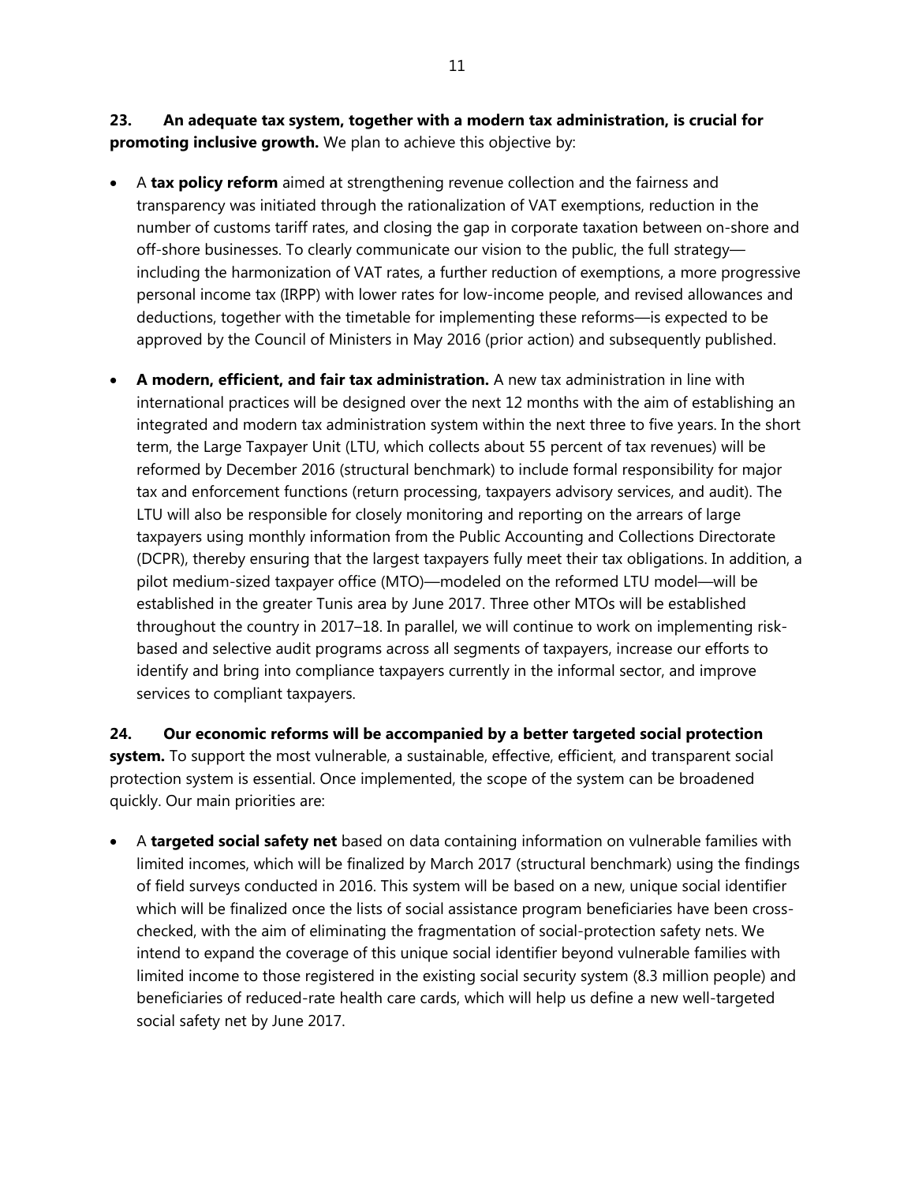**23. An adequate tax system, together with a modern tax administration, is crucial for promoting inclusive growth.** We plan to achieve this objective by:

- A **tax policy reform** aimed at strengthening revenue collection and the fairness and transparency was initiated through the rationalization of VAT exemptions, reduction in the number of customs tariff rates, and closing the gap in corporate taxation between on-shore and off-shore businesses. To clearly communicate our vision to the public, the full strategy—including the harmonization of VAT rates, a further reduction of exemptions, a more progressive personal income tax (IRPP) with lower rates for low-income people, and revised allowances and deductions, together with the timetable for implementing these reforms—is expected to be approved by the Council of Ministers in May 2016 (prior action) and subsequently published.

- **A modern, efficient, and fair tax administration.** A new tax administration in line with international practices will be designed over the next 12 months with the aim of establishing an integrated and modern tax administration system within the next three to five years. In the short term, the Large Taxpayer Unit (LTU, which collects about 55 percent of tax revenues) will be reformed by December 2016 (structural benchmark) to include formal responsibility for major tax and enforcement functions (return processing, taxpayers advisory services, and audit). The LTU will also be responsible for closely monitoring and reporting on the arrears of large taxpayers using monthly information from the Public Accounting and Collections Directorate (DCPR), thereby ensuring that the largest taxpayers fully meet their tax obligations. In addition, a pilot medium-sized taxpayer office (MTO)—modeled on the reformed LTU model—will be established in the greater Tunis area by June 2017. Three other MTOs will be established throughout the country in 2017–18. In parallel, we will continue to work on implementing risk-based and selective audit programs across all segments of taxpayers, increase our efforts to identify and bring into compliance taxpayers currently in the informal sector, and improve services to compliant taxpayers.

**24. Our economic reforms will be accompanied by a better targeted social protection system.** To support the most vulnerable, a sustainable, effective, efficient, and transparent social protection system is essential. Once implemented, the scope of the system can be broadened quickly. Our main priorities are:

- A **targeted social safety net** based on data containing information on vulnerable families with limited incomes, which will be finalized by March 2017 (structural benchmark) using the findings of field surveys conducted in 2016. This system will be based on a new, unique social identifier which will be finalized once the lists of social assistance program beneficiaries have been cross-checked, with the aim of eliminating the fragmentation of social-protection safety nets. We intend to expand the coverage of this unique social identifier beyond vulnerable families with limited income to those registered in the existing social security system (8.3 million people) and beneficiaries of reduced-rate health care cards, which will help us define a new well-targeted social safety net by June 2017.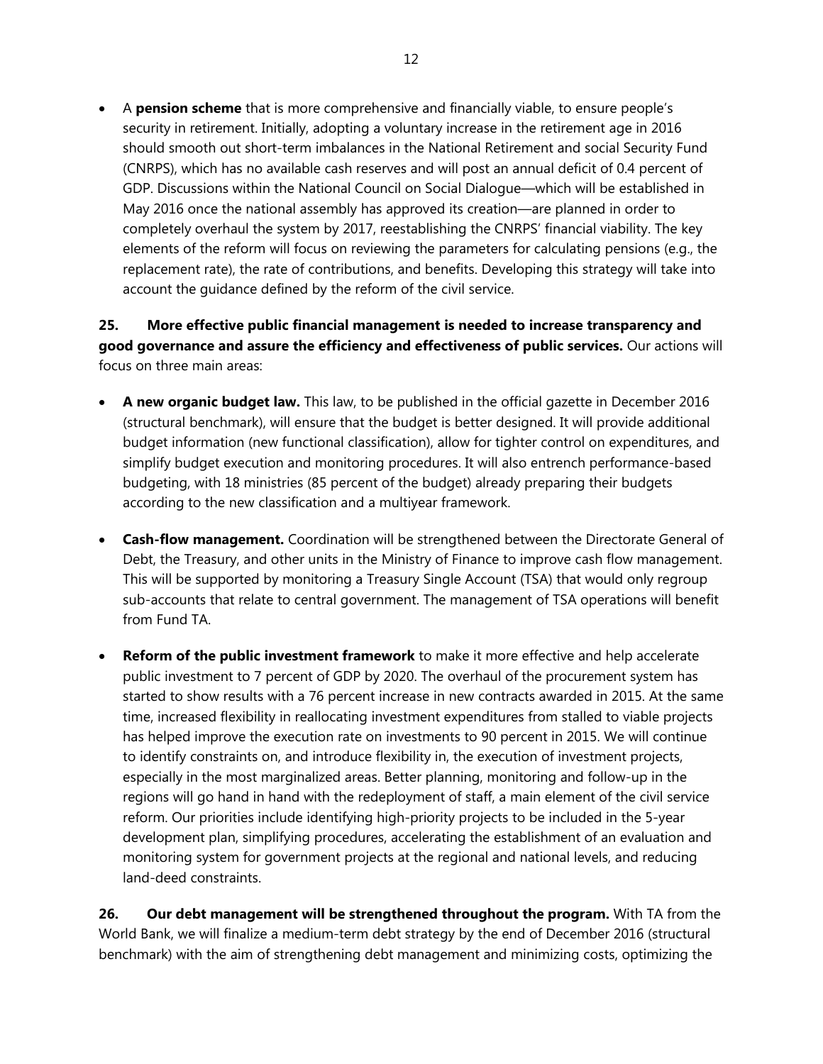- A **pension scheme** that is more comprehensive and financially viable, to ensure people's security in retirement. Initially, adopting a voluntary increase in the retirement age in 2016 should smooth out short-term imbalances in the National Retirement and social Security Fund (CNRPS), which has no available cash reserves and will post an annual deficit of 0.4 percent of GDP. Discussions within the National Council on Social Dialogue—which will be established in May 2016 once the national assembly has approved its creation—are planned in order to completely overhaul the system by 2017, reestablishing the CNRPS' financial viability. The key elements of the reform will focus on reviewing the parameters for calculating pensions (e.g., the replacement rate), the rate of contributions, and benefits. Developing this strategy will take into account the guidance defined by the reform of the civil service.

**25. More effective public financial management is needed to increase transparency and good governance and assure the efficiency and effectiveness of public services.** Our actions will focus on three main areas:

- **A new organic budget law.** This law, to be published in the official gazette in December 2016 (structural benchmark), will ensure that the budget is better designed. It will provide additional budget information (new functional classification), allow for tighter control on expenditures, and simplify budget execution and monitoring procedures. It will also entrench performance-based budgeting, with 18 ministries (85 percent of the budget) already preparing their budgets according to the new classification and a multiyear framework.
- **Cash-flow management.** Coordination will be strengthened between the Directorate General of Debt, the Treasury, and other units in the Ministry of Finance to improve cash flow management. This will be supported by monitoring a Treasury Single Account (TSA) that would only regroup sub-accounts that relate to central government. The management of TSA operations will benefit from Fund TA.
- **Reform of the public investment framework** to make it more effective and help accelerate public investment to 7 percent of GDP by 2020. The overhaul of the procurement system has started to show results with a 76 percent increase in new contracts awarded in 2015. At the same time, increased flexibility in reallocating investment expenditures from stalled to viable projects has helped improve the execution rate on investments to 90 percent in 2015. We will continue to identify constraints on, and introduce flexibility in, the execution of investment projects, especially in the most marginalized areas. Better planning, monitoring and follow-up in the regions will go hand in hand with the redeployment of staff, a main element of the civil service reform. Our priorities include identifying high-priority projects to be included in the 5-year development plan, simplifying procedures, accelerating the establishment of an evaluation and monitoring system for government projects at the regional and national levels, and reducing land-deed constraints.

**26. Our debt management will be strengthened throughout the program.** With TA from the World Bank, we will finalize a medium-term debt strategy by the end of December 2016 (structural benchmark) with the aim of strengthening debt management and minimizing costs, optimizing the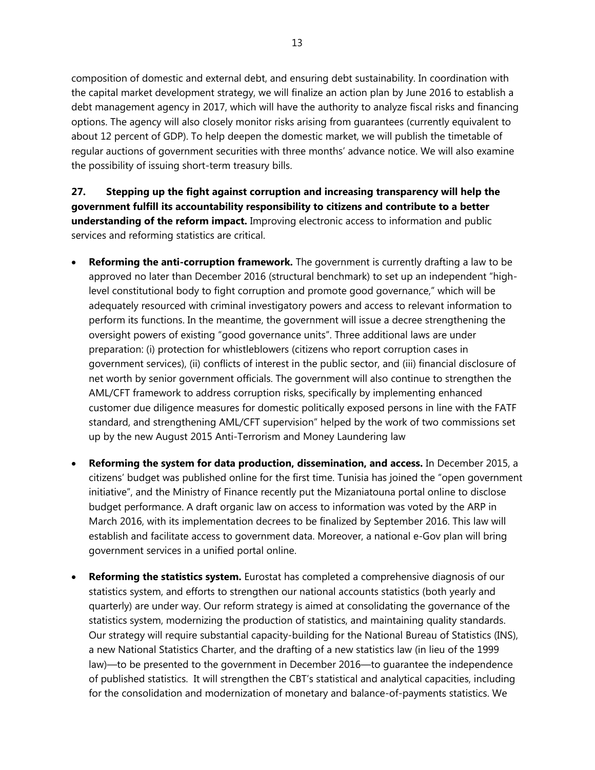composition of domestic and external debt, and ensuring debt sustainability. In coordination with the capital market development strategy, we will finalize an action plan by June 2016 to establish a debt management agency in 2017, which will have the authority to analyze fiscal risks and financing options. The agency will also closely monitor risks arising from guarantees (currently equivalent to about 12 percent of GDP). To help deepen the domestic market, we will publish the timetable of regular auctions of government securities with three months' advance notice. We will also examine the possibility of issuing short-term treasury bills.

**27. Stepping up the fight against corruption and increasing transparency will help the government fulfill its accountability responsibility to citizens and contribute to a better understanding of the reform impact.** Improving electronic access to information and public services and reforming statistics are critical.

- **Reforming the anti-corruption framework.** The government is currently drafting a law to be approved no later than December 2016 (structural benchmark) to set up an independent "high-level constitutional body to fight corruption and promote good governance," which will be adequately resourced with criminal investigatory powers and access to relevant information to perform its functions. In the meantime, the government will issue a decree strengthening the oversight powers of existing "good governance units". Three additional laws are under preparation: (i) protection for whistleblowers (citizens who report corruption cases in government services), (ii) conflicts of interest in the public sector, and (iii) financial disclosure of net worth by senior government officials. The government will also continue to strengthen the AML/CFT framework to address corruption risks, specifically by implementing enhanced customer due diligence measures for domestic politically exposed persons in line with the FATF standard, and strengthening AML/CFT supervision" helped by the work of two commissions set up by the new August 2015 Anti-Terrorism and Money Laundering law

- **Reforming the system for data production, dissemination, and access.** In December 2015, a citizens' budget was published online for the first time. Tunisia has joined the "open government initiative", and the Ministry of Finance recently put the Mizaniatouna portal online to disclose budget performance. A draft organic law on access to information was voted by the ARP in March 2016, with its implementation decrees to be finalized by September 2016. This law will establish and facilitate access to government data. Moreover, a national e-Gov plan will bring government services in a unified portal online.

- **Reforming the statistics system.** Eurostat has completed a comprehensive diagnosis of our statistics system, and efforts to strengthen our national accounts statistics (both yearly and quarterly) are under way. Our reform strategy is aimed at consolidating the governance of the statistics system, modernizing the production of statistics, and maintaining quality standards. Our strategy will require substantial capacity-building for the National Bureau of Statistics (INS), a new National Statistics Charter, and the drafting of a new statistics law (in lieu of the 1999 law)—to be presented to the government in December 2016—to guarantee the independence of published statistics. It will strengthen the CBT's statistical and analytical capacities, including for the consolidation and modernization of monetary and balance-of-payments statistics. We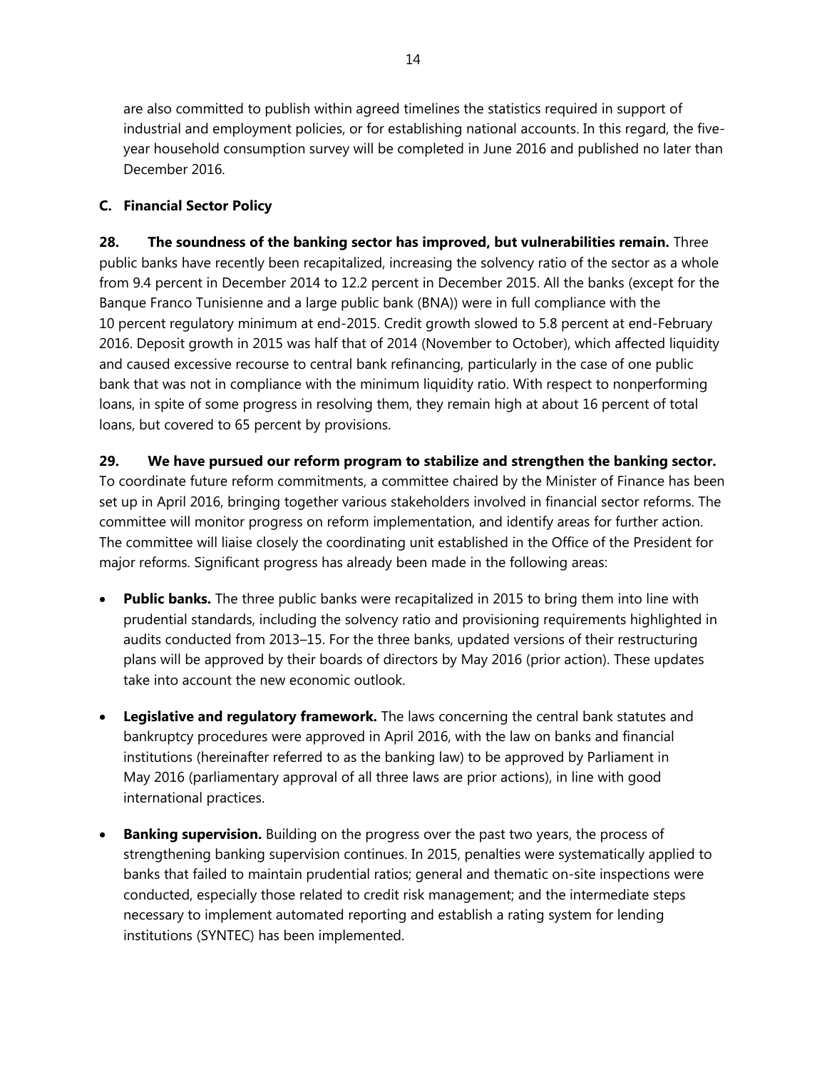are also committed to publish within agreed timelines the statistics required in support of industrial and employment policies, or for establishing national accounts. In this regard, the five-year household consumption survey will be completed in June 2016 and published no later than December 2016.

### C. Financial Sector Policy

**28. The soundness of the banking sector has improved, but vulnerabilities remain.** Three public banks have recently been recapitalized, increasing the solvency ratio of the sector as a whole from 9.4 percent in December 2014 to 12.2 percent in December 2015. All the banks (except for the Banque Franco Tunisienne and a large public bank (BNA)) were in full compliance with the 10 percent regulatory minimum at end-2015. Credit growth slowed to 5.8 percent at end-February 2016. Deposit growth in 2015 was half that of 2014 (November to October), which affected liquidity and caused excessive recourse to central bank refinancing, particularly in the case of one public bank that was not in compliance with the minimum liquidity ratio. With respect to nonperforming loans, in spite of some progress in resolving them, they remain high at about 16 percent of total loans, but covered to 65 percent by provisions.

**29. We have pursued our reform program to stabilize and strengthen the banking sector.** To coordinate future reform commitments, a committee chaired by the Minister of Finance has been set up in April 2016, bringing together various stakeholders involved in financial sector reforms. The committee will monitor progress on reform implementation, and identify areas for further action. The committee will liaise closely the coordinating unit established in the Office of the President for major reforms. Significant progress has already been made in the following areas:

- **Public banks.** The three public banks were recapitalized in 2015 to bring them into line with prudential standards, including the solvency ratio and provisioning requirements highlighted in audits conducted from 2013–15. For the three banks, updated versions of their restructuring plans will be approved by their boards of directors by May 2016 (prior action). These updates take into account the new economic outlook.

- **Legislative and regulatory framework.** The laws concerning the central bank statutes and bankruptcy procedures were approved in April 2016, with the law on banks and financial institutions (hereinafter referred to as the banking law) to be approved by Parliament in May 2016 (parliamentary approval of all three laws are prior actions), in line with good international practices.

- **Banking supervision.** Building on the progress over the past two years, the process of strengthening banking supervision continues. In 2015, penalties were systematically applied to banks that failed to maintain prudential ratios; general and thematic on-site inspections were conducted, especially those related to credit risk management; and the intermediate steps necessary to implement automated reporting and establish a rating system for lending institutions (SYNTEC) has been implemented.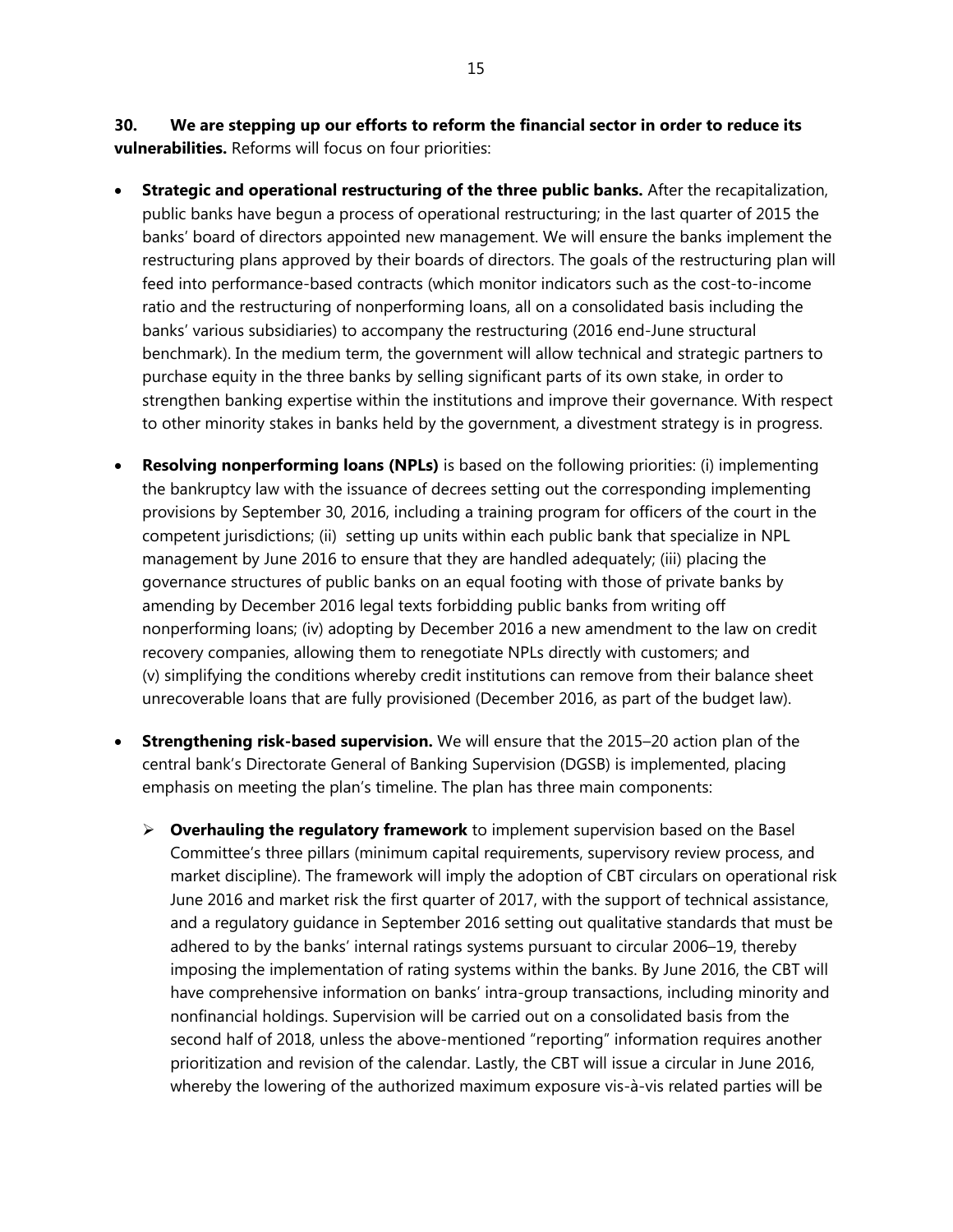**30. We are stepping up our efforts to reform the financial sector in order to reduce its vulnerabilities.** Reforms will focus on four priorities:

- **Strategic and operational restructuring of the three public banks.** After the recapitalization, public banks have begun a process of operational restructuring; in the last quarter of 2015 the banks' board of directors appointed new management. We will ensure the banks implement the restructuring plans approved by their boards of directors. The goals of the restructuring plan will feed into performance-based contracts (which monitor indicators such as the cost-to-income ratio and the restructuring of nonperforming loans, all on a consolidated basis including the banks' various subsidiaries) to accompany the restructuring (2016 end-June structural benchmark). In the medium term, the government will allow technical and strategic partners to purchase equity in the three banks by selling significant parts of its own stake, in order to strengthen banking expertise within the institutions and improve their governance. With respect to other minority stakes in banks held by the government, a divestment strategy is in progress.

- **Resolving nonperforming loans (NPLs)** is based on the following priorities: (i) implementing the bankruptcy law with the issuance of decrees setting out the corresponding implementing provisions by September 30, 2016, including a training program for officers of the court in the competent jurisdictions; (ii) setting up units within each public bank that specialize in NPL management by June 2016 to ensure that they are handled adequately; (iii) placing the governance structures of public banks on an equal footing with those of private banks by amending by December 2016 legal texts forbidding public banks from writing off nonperforming loans; (iv) adopting by December 2016 a new amendment to the law on credit recovery companies, allowing them to renegotiate NPLs directly with customers; and (v) simplifying the conditions whereby credit institutions can remove from their balance sheet unrecoverable loans that are fully provisioned (December 2016, as part of the budget law).

- **Strengthening risk-based supervision.** We will ensure that the 2015–20 action plan of the central bank's Directorate General of Banking Supervision (DGSB) is implemented, placing emphasis on meeting the plan's timeline. The plan has three main components:

  - **Overhauling the regulatory framework** to implement supervision based on the Basel Committee's three pillars (minimum capital requirements, supervisory review process, and market discipline). The framework will imply the adoption of CBT circulars on operational risk June 2016 and market risk the first quarter of 2017, with the support of technical assistance, and a regulatory guidance in September 2016 setting out qualitative standards that must be adhered to by the banks' internal ratings systems pursuant to circular 2006–19, thereby imposing the implementation of rating systems within the banks. By June 2016, the CBT will have comprehensive information on banks' intra-group transactions, including minority and nonfinancial holdings. Supervision will be carried out on a consolidated basis from the second half of 2018, unless the above-mentioned "reporting" information requires another prioritization and revision of the calendar. Lastly, the CBT will issue a circular in June 2016, whereby the lowering of the authorized maximum exposure vis-à-vis related parties will be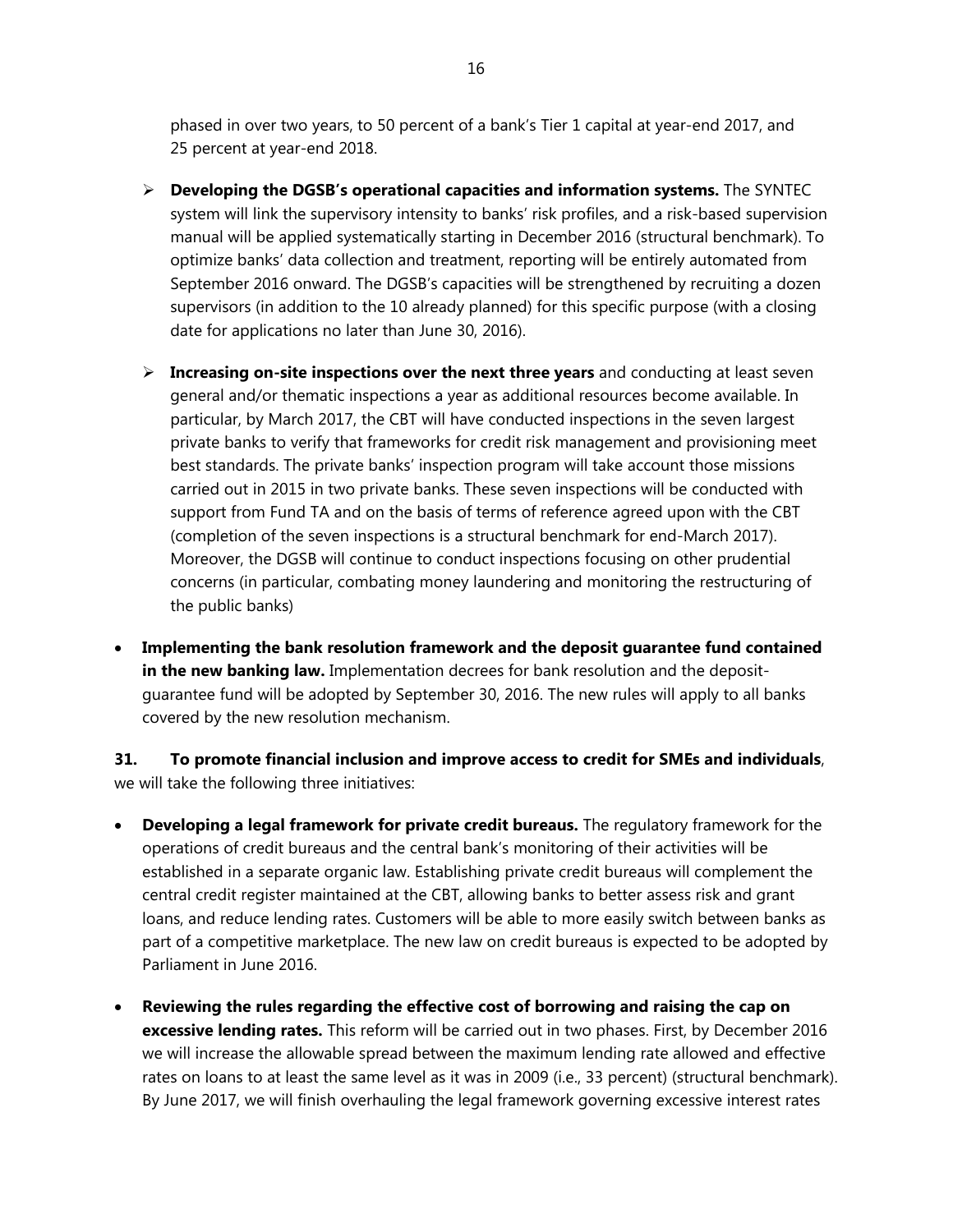phased in over two years, to 50 percent of a bank's Tier 1 capital at year-end 2017, and 25 percent at year-end 2018.

- **Developing the DGSB's operational capacities and information systems.** The SYNTEC system will link the supervisory intensity to banks' risk profiles, and a risk-based supervision manual will be applied systematically starting in December 2016 (structural benchmark). To optimize banks' data collection and treatment, reporting will be entirely automated from September 2016 onward. The DGSB's capacities will be strengthened by recruiting a dozen supervisors (in addition to the 10 already planned) for this specific purpose (with a closing date for applications no later than June 30, 2016).

- **Increasing on-site inspections over the next three years** and conducting at least seven general and/or thematic inspections a year as additional resources become available. In particular, by March 2017, the CBT will have conducted inspections in the seven largest private banks to verify that frameworks for credit risk management and provisioning meet best standards. The private banks' inspection program will take account those missions carried out in 2015 in two private banks. These seven inspections will be conducted with support from Fund TA and on the basis of terms of reference agreed upon with the CBT (completion of the seven inspections is a structural benchmark for end-March 2017). Moreover, the DGSB will continue to conduct inspections focusing on other prudential concerns (in particular, combating money laundering and monitoring the restructuring of the public banks)

- **Implementing the bank resolution framework and the deposit guarantee fund contained in the new banking law.** Implementation decrees for bank resolution and the deposit-guarantee fund will be adopted by September 30, 2016. The new rules will apply to all banks covered by the new resolution mechanism.

**31. To promote financial inclusion and improve access to credit for SMEs and individuals**, we will take the following three initiatives:

- **Developing a legal framework for private credit bureaus.** The regulatory framework for the operations of credit bureaus and the central bank's monitoring of their activities will be established in a separate organic law. Establishing private credit bureaus will complement the central credit register maintained at the CBT, allowing banks to better assess risk and grant loans, and reduce lending rates. Customers will be able to more easily switch between banks as part of a competitive marketplace. The new law on credit bureaus is expected to be adopted by Parliament in June 2016.

- **Reviewing the rules regarding the effective cost of borrowing and raising the cap on excessive lending rates.** This reform will be carried out in two phases. First, by December 2016 we will increase the allowable spread between the maximum lending rate allowed and effective rates on loans to at least the same level as it was in 2009 (i.e., 33 percent) (structural benchmark). By June 2017, we will finish overhauling the legal framework governing excessive interest rates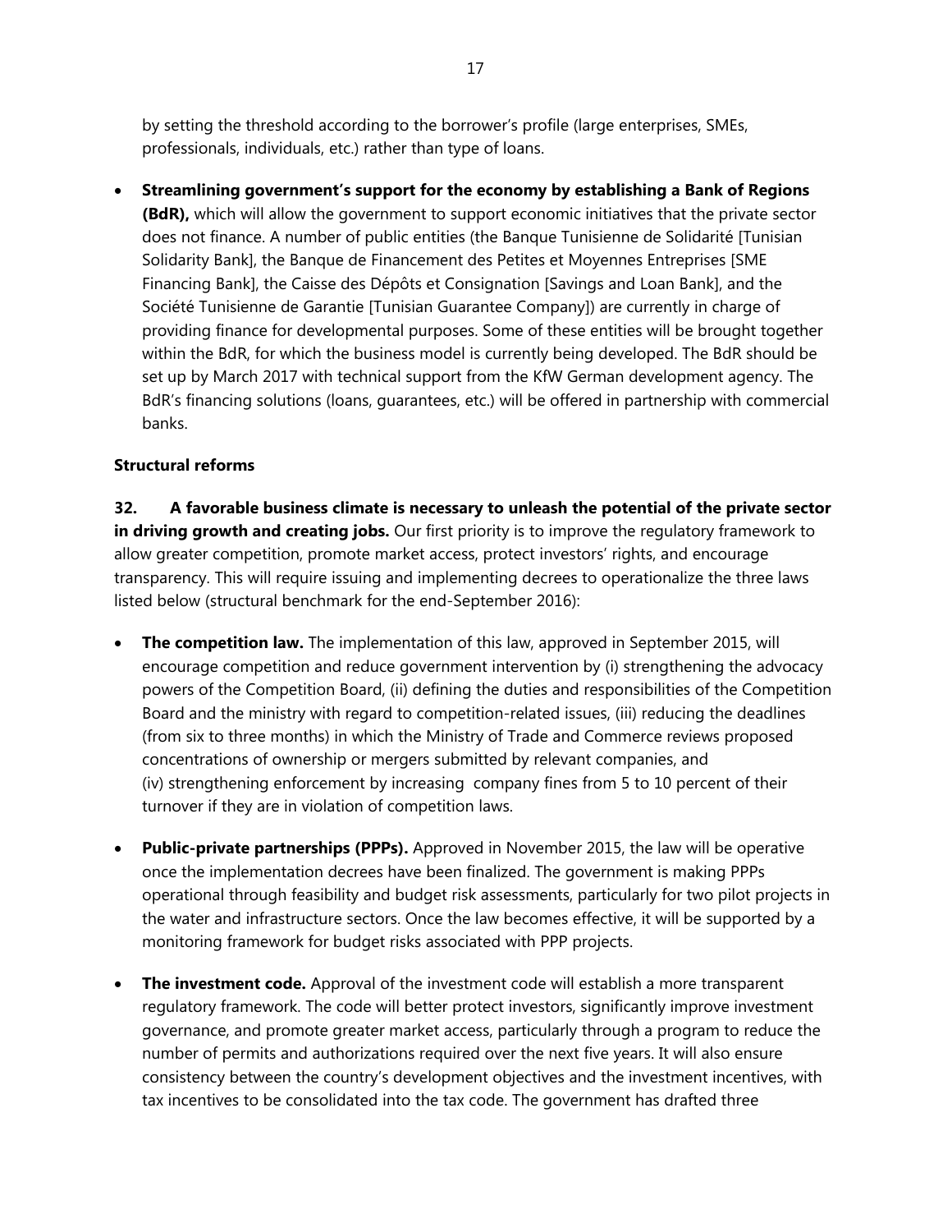by setting the threshold according to the borrower's profile (large enterprises, SMEs, professionals, individuals, etc.) rather than type of loans.

- **Streamlining government's support for the economy by establishing a Bank of Regions (BdR),** which will allow the government to support economic initiatives that the private sector does not finance. A number of public entities (the Banque Tunisienne de Solidarité [Tunisian Solidarity Bank], the Banque de Financement des Petites et Moyennes Entreprises [SME Financing Bank], the Caisse des Dépôts et Consignation [Savings and Loan Bank], and the Société Tunisienne de Garantie [Tunisian Guarantee Company]) are currently in charge of providing finance for developmental purposes. Some of these entities will be brought together within the BdR, for which the business model is currently being developed. The BdR should be set up by March 2017 with technical support from the KfW German development agency. The BdR's financing solutions (loans, guarantees, etc.) will be offered in partnership with commercial banks.

### Structural reforms

**32. A favorable business climate is necessary to unleash the potential of the private sector in driving growth and creating jobs.** Our first priority is to improve the regulatory framework to allow greater competition, promote market access, protect investors' rights, and encourage transparency. This will require issuing and implementing decrees to operationalize the three laws listed below (structural benchmark for the end-September 2016):

- **The competition law.** The implementation of this law, approved in September 2015, will encourage competition and reduce government intervention by (i) strengthening the advocacy powers of the Competition Board, (ii) defining the duties and responsibilities of the Competition Board and the ministry with regard to competition-related issues, (iii) reducing the deadlines (from six to three months) in which the Ministry of Trade and Commerce reviews proposed concentrations of ownership or mergers submitted by relevant companies, and (iv) strengthening enforcement by increasing company fines from 5 to 10 percent of their turnover if they are in violation of competition laws.

- **Public-private partnerships (PPPs).** Approved in November 2015, the law will be operative once the implementation decrees have been finalized. The government is making PPPs operational through feasibility and budget risk assessments, particularly for two pilot projects in the water and infrastructure sectors. Once the law becomes effective, it will be supported by a monitoring framework for budget risks associated with PPP projects.

- **The investment code.** Approval of the investment code will establish a more transparent regulatory framework. The code will better protect investors, significantly improve investment governance, and promote greater market access, particularly through a program to reduce the number of permits and authorizations required over the next five years. It will also ensure consistency between the country's development objectives and the investment incentives, with tax incentives to be consolidated into the tax code. The government has drafted three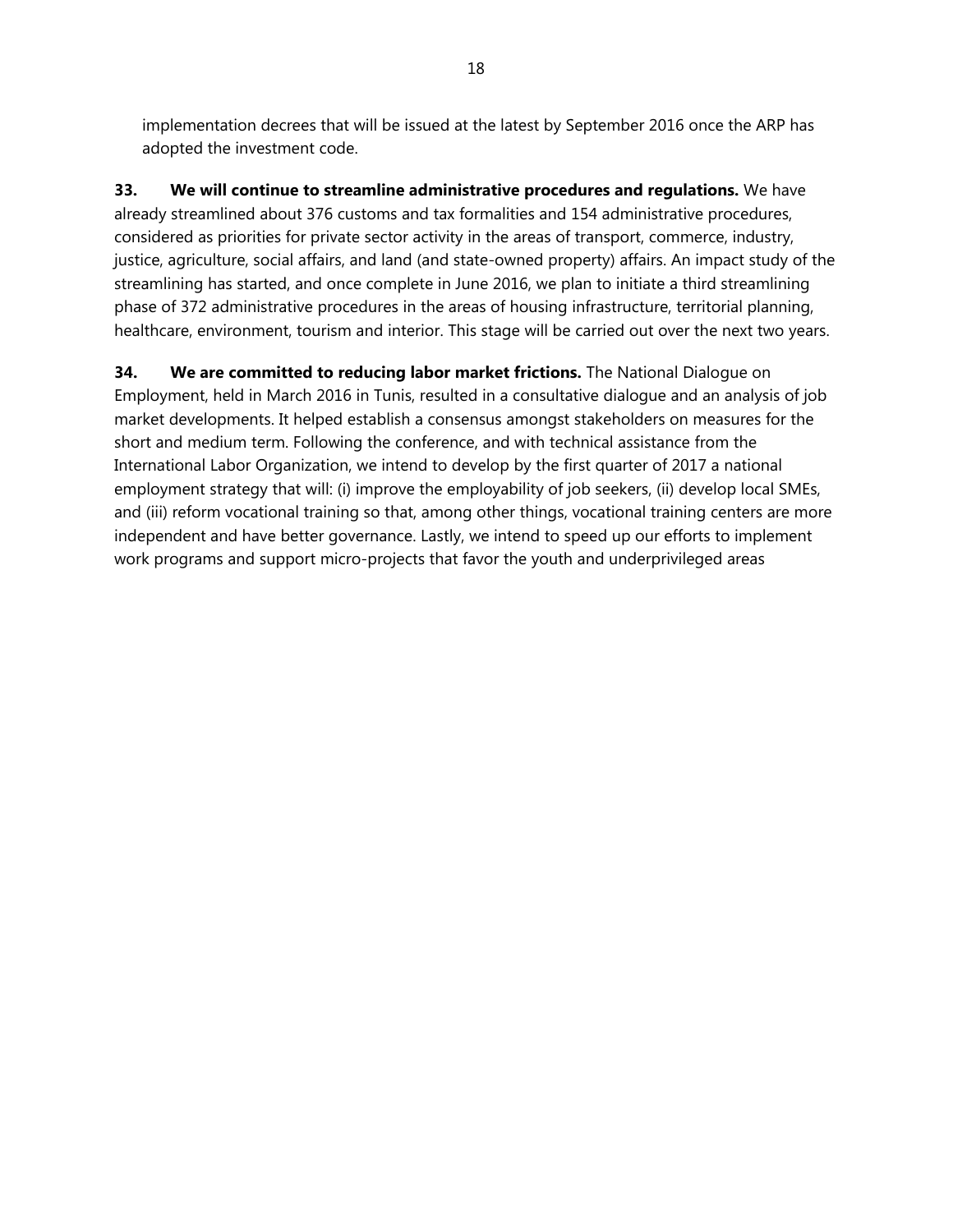implementation decrees that will be issued at the latest by September 2016 once the ARP has adopted the investment code.

**33. We will continue to streamline administrative procedures and regulations.** We have already streamlined about 376 customs and tax formalities and 154 administrative procedures, considered as priorities for private sector activity in the areas of transport, commerce, industry, justice, agriculture, social affairs, and land (and state-owned property) affairs. An impact study of the streamlining has started, and once complete in June 2016, we plan to initiate a third streamlining phase of 372 administrative procedures in the areas of housing infrastructure, territorial planning, healthcare, environment, tourism and interior. This stage will be carried out over the next two years.

**34. We are committed to reducing labor market frictions.** The National Dialogue on Employment, held in March 2016 in Tunis, resulted in a consultative dialogue and an analysis of job market developments. It helped establish a consensus amongst stakeholders on measures for the short and medium term. Following the conference, and with technical assistance from the International Labor Organization, we intend to develop by the first quarter of 2017 a national employment strategy that will: (i) improve the employability of job seekers, (ii) develop local SMEs, and (iii) reform vocational training so that, among other things, vocational training centers are more independent and have better governance. Lastly, we intend to speed up our efforts to implement work programs and support micro-projects that favor the youth and underprivileged areas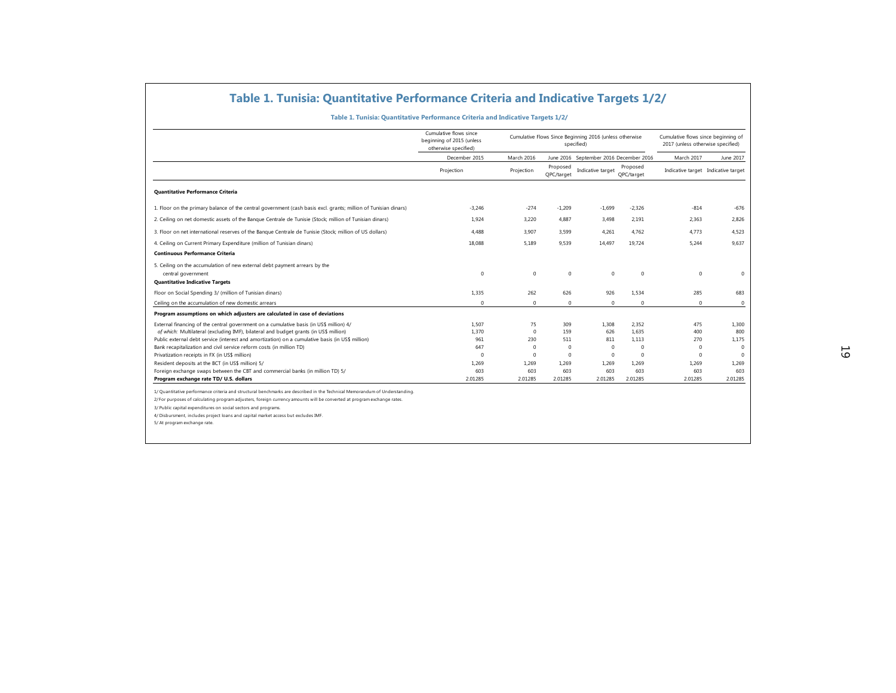# Table 1. Tunisia: Quantitative Performance Criteria and Indicative Targets 1/2/

**Table 1. Tunisia: Quantitative Performance Criteria and Indicative Targets 1/2/**

| | Cumulative flows since beginning of 2015 (unless otherwise specified) | Cumulative Flows Since Beginning 2016 (unless otherwise specified) | | | | Cumulative flows since beginning of 2017 (unless otherwise specified) | |
|---|---|---|---|---|---|---|---|
| | December 2015 | March 2016 | June 2016 | September 2016 | December 2016 | March 2017 | June 2017 |
| | Projection | Projection | Proposed QPC/target | Indicative target | Proposed QPC/target | Indicative target | Indicative target |
| **Quantitative Performance Criteria** | | | | | | | |
| 1. Floor on the primary balance of the central government (cash basis excl. grants; million of Tunisian dinars) | -3,246 | -274 | -1,209 | -1,699 | -2,326 | -814 | -676 |
| 2. Ceiling on net domestic assets of the Banque Centrale de Tunisie (Stock; million of Tunisian dinars) | 1,924 | 3,220 | 4,887 | 3,498 | 2,191 | 2,363 | 2,826 |
| 3. Floor on net international reserves of the Banque Centrale de Tunisie (Stock; million of US dollars) | 4,488 | 3,907 | 3,599 | 4,261 | 4,762 | 4,773 | 4,523 |
| 4. Ceiling on Current Primary Expenditure (million of Tunisian dinars) | 18,088 | 5,189 | 9,539 | 14,497 | 19,724 | 5,244 | 9,637 |
| **Continuous Performance Criteria** | | | | | | | |
| 5. Ceiling on the accumulation of new external debt payment arrears by the central government | 0 | 0 | 0 | 0 | 0 | 0 | 0 |
| **Quantitative Indicative Targets** | | | | | | | |
| Floor on Social Spending 3/ (million of Tunisian dinars) | 1,335 | 262 | 626 | 926 | 1,534 | 285 | 683 |
| Ceiling on the accumulation of new domestic arrears | 0 | 0 | 0 | 0 | 0 | 0 | 0 |
| **Program assumptions on which adjusters are calculated in case of deviations** | | | | | | | |
| External financing of the central government on a cumulative basis (in US$ million) 4/ | 1,507 | 75 | 309 | 1,308 | 2,352 | 475 | 1,300 |
| *of which:* Multilateral (excluding IMF), bilateral and budget grants (in US$ million) | 1,370 | 0 | 159 | 626 | 1,635 | 400 | 800 |
| Public external debt service (interest and amortization) on a cumulative basis (in US$ million) | 961 | 230 | 511 | 811 | 1,113 | 270 | 1,175 |
| Bank recapitalization and civil service reform costs (in million TD) | 647 | 0 | 0 | 0 | 0 | 0 | 0 |
| Privatization receipts in FX (in US$ million) | 0 | 0 | 0 | 0 | 0 | 0 | 0 |
| Resident deposits at the BCT (in US$ million) 5/ | 1,269 | 1,269 | 1,269 | 1,269 | 1,269 | 1,269 | 1,269 |
| Foreign exchange swaps between the CBT and commercial banks (in million TD) 5/ | 603 | 603 | 603 | 603 | 603 | 603 | 603 |
| **Program exchange rate TD/ U.S. dollars** | 2.01285 | 2.01285 | 2.01285 | 2.01285 | 2.01285 | 2.01285 | 2.01285 |

1/ Quantitative performance criteria and structural benchmarks are described in the Technical Memorandum of Understanding.

2/ For purposes of calculating program adjusters, foreign currency amounts will be converted at program exchange rates.

3/ Public capital expenditures on social sectors and programs.

4/ Disbursment, includes project loans and capital market access but excludes IMF.

5/ At program exchange rate.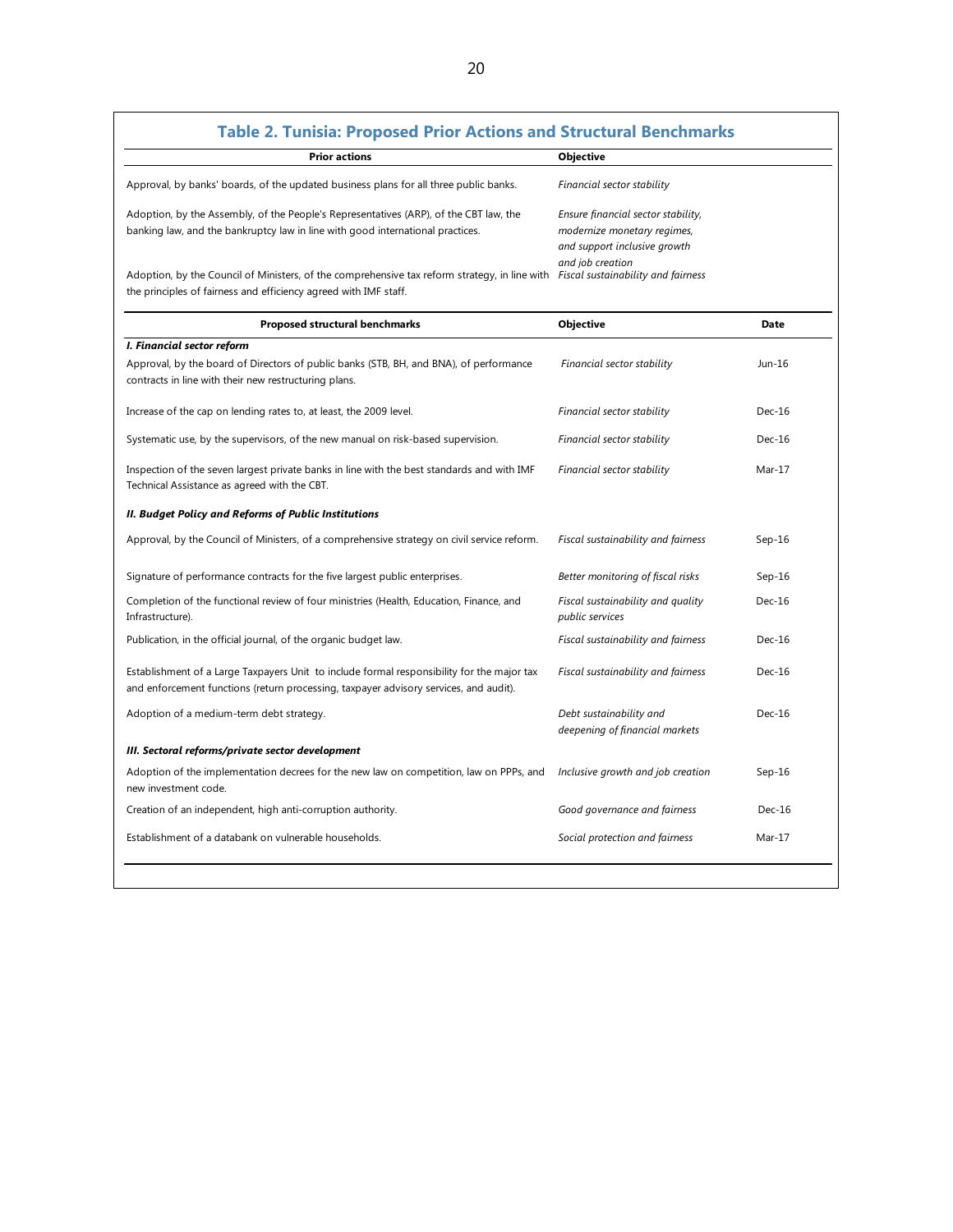## Table 2. Tunisia: Proposed Prior Actions and Structural Benchmarks

| Prior actions | Objective |
|---|---|
| Approval, by banks' boards, of the updated business plans for all three public banks. | *Financial sector stability* |
| Adoption, by the Assembly, of the People's Representatives (ARP), of the CBT law, the banking law, and the bankruptcy law in line with good international practices. | *Ensure financial sector stability, modernize monetary regimes, and support inclusive growth and job creation* |
| Adoption, by the Council of Ministers, of the comprehensive tax reform strategy, in line with the principles of fairness and efficiency agreed with IMF staff. | *Fiscal sustainability and fairness* |

| Proposed structural benchmarks | Objective | Date |
|---|---|---|
| ***I. Financial sector reform*** | | |
| Approval, by the board of Directors of public banks (STB, BH, and BNA), of performance contracts in line with their new restructuring plans. | *Financial sector stability* | Jun-16 |
| Increase of the cap on lending rates to, at least, the 2009 level. | *Financial sector stability* | Dec-16 |
| Systematic use, by the supervisors, of the new manual on risk-based supervision. | *Financial sector stability* | Dec-16 |
| Inspection of the seven largest private banks in line with the best standards and with IMF Technical Assistance as agreed with the CBT. | *Financial sector stability* | Mar-17 |
| ***II. Budget Policy and Reforms of Public Institutions*** | | |
| Approval, by the Council of Ministers, of a comprehensive strategy on civil service reform. | *Fiscal sustainability and fairness* | Sep-16 |
| Signature of performance contracts for the five largest public enterprises. | *Better monitoring of fiscal risks* | Sep-16 |
| Completion of the functional review of four ministries (Health, Education, Finance, and Infrastructure). | *Fiscal sustainability and quality public services* | Dec-16 |
| Publication, in the official journal, of the organic budget law. | *Fiscal sustainability and fairness* | Dec-16 |
| Establishment of a Large Taxpayers Unit to include formal responsibility for the major tax and enforcement functions (return processing, taxpayer advisory services, and audit). | *Fiscal sustainability and fairness* | Dec-16 |
| Adoption of a medium-term debt strategy. | *Debt sustainability and deepening of financial markets* | Dec-16 |
| ***III. Sectoral reforms/private sector development*** | | |
| Adoption of the implementation decrees for the new law on competition, law on PPPs, and new investment code. | *Inclusive growth and job creation* | Sep-16 |
| Creation of an independent, high anti-corruption authority. | *Good governance and fairness* | Dec-16 |
| Establishment of a databank on vulnerable households. | *Social protection and fairness* | Mar-17 |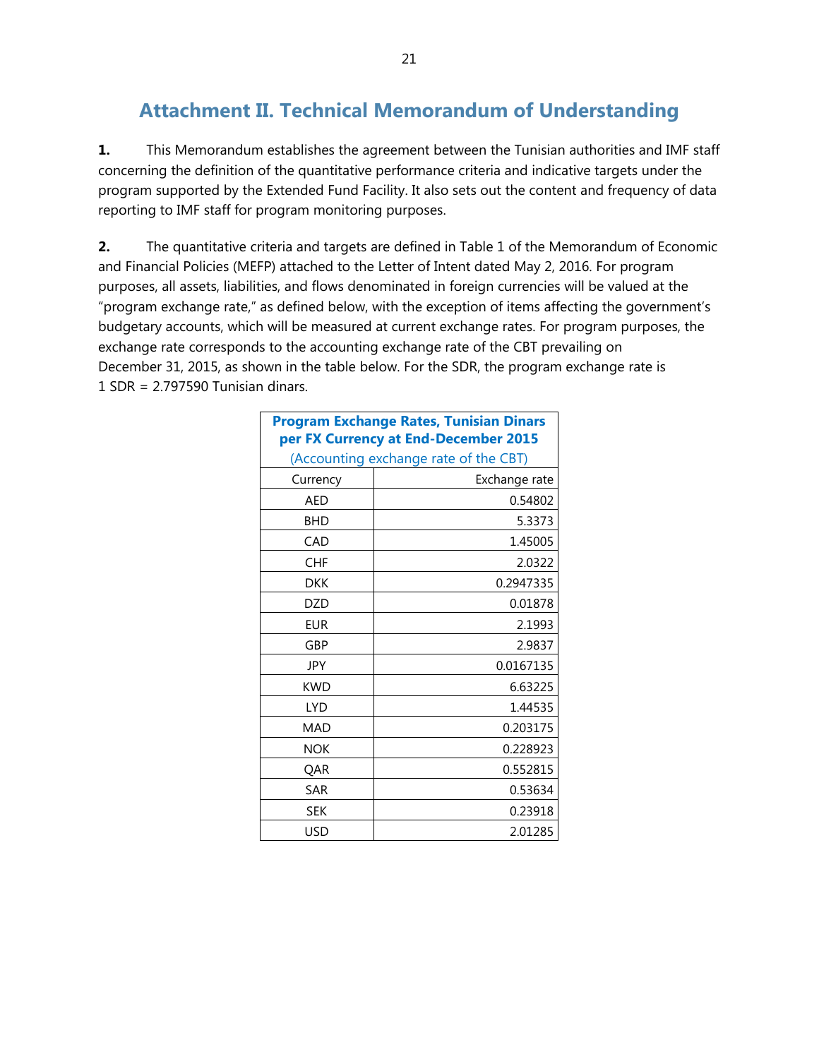# Attachment II. Technical Memorandum of Understanding

**1.** This Memorandum establishes the agreement between the Tunisian authorities and IMF staff concerning the definition of the quantitative performance criteria and indicative targets under the program supported by the Extended Fund Facility. It also sets out the content and frequency of data reporting to IMF staff for program monitoring purposes.

**2.** The quantitative criteria and targets are defined in Table 1 of the Memorandum of Economic and Financial Policies (MEFP) attached to the Letter of Intent dated May 2, 2016. For program purposes, all assets, liabilities, and flows denominated in foreign currencies will be valued at the "program exchange rate," as defined below, with the exception of items affecting the government's budgetary accounts, which will be measured at current exchange rates. For program purposes, the exchange rate corresponds to the accounting exchange rate of the CBT prevailing on December 31, 2015, as shown in the table below. For the SDR, the program exchange rate is 1 SDR = 2.797590 Tunisian dinars.

| Program Exchange Rates, Tunisian Dinars per FX Currency at End-December 2015 (Accounting exchange rate of the CBT) | |
|---|---|
| Currency | Exchange rate |
| AED | 0.54802 |
| BHD | 5.3373 |
| CAD | 1.45005 |
| CHF | 2.0322 |
| DKK | 0.2947335 |
| DZD | 0.01878 |
| EUR | 2.1993 |
| GBP | 2.9837 |
| JPY | 0.0167135 |
| KWD | 6.63225 |
| LYD | 1.44535 |
| MAD | 0.203175 |
| NOK | 0.228923 |
| QAR | 0.552815 |
| SAR | 0.53634 |
| SEK | 0.23918 |
| USD | 2.01285 |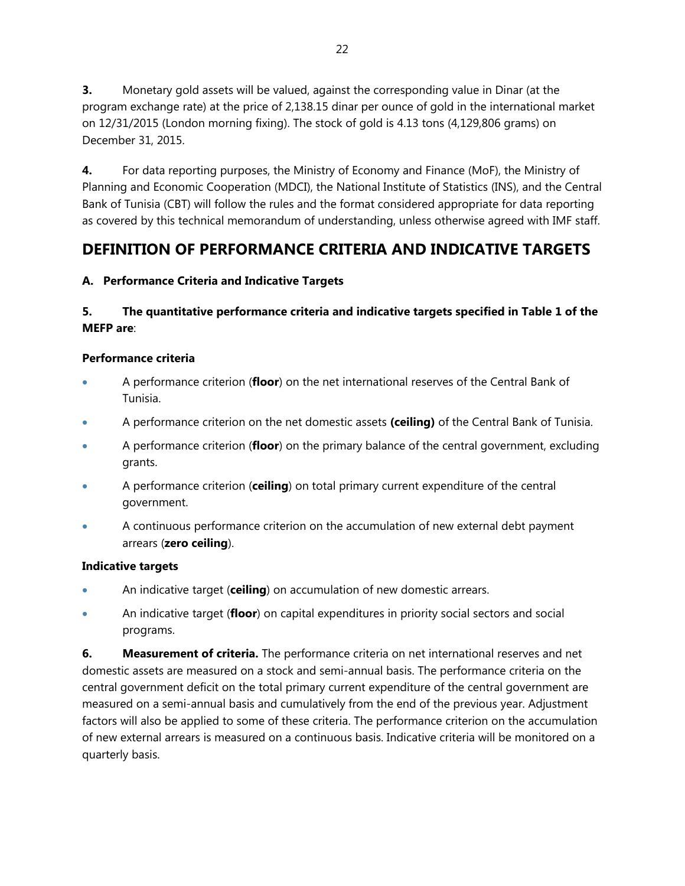**3.** Monetary gold assets will be valued, against the corresponding value in Dinar (at the program exchange rate) at the price of 2,138.15 dinar per ounce of gold in the international market on 12/31/2015 (London morning fixing). The stock of gold is 4.13 tons (4,129,806 grams) on December 31, 2015.

**4.** For data reporting purposes, the Ministry of Economy and Finance (MoF), the Ministry of Planning and Economic Cooperation (MDCI), the National Institute of Statistics (INS), and the Central Bank of Tunisia (CBT) will follow the rules and the format considered appropriate for data reporting as covered by this technical memorandum of understanding, unless otherwise agreed with IMF staff.

## DEFINITION OF PERFORMANCE CRITERIA AND INDICATIVE TARGETS

### A. Performance Criteria and Indicative Targets

**5. The quantitative performance criteria and indicative targets specified in Table 1 of the MEFP are**:

**Performance criteria**

- A performance criterion (**floor**) on the net international reserves of the Central Bank of Tunisia.
- A performance criterion on the net domestic assets **(ceiling)** of the Central Bank of Tunisia.
- A performance criterion (**floor**) on the primary balance of the central government, excluding grants.
- A performance criterion (**ceiling**) on total primary current expenditure of the central government.
- A continuous performance criterion on the accumulation of new external debt payment arrears (**zero ceiling**).

**Indicative targets**

- An indicative target (**ceiling**) on accumulation of new domestic arrears.
- An indicative target (**floor**) on capital expenditures in priority social sectors and social programs.

**6. Measurement of criteria.** The performance criteria on net international reserves and net domestic assets are measured on a stock and semi-annual basis. The performance criteria on the central government deficit on the total primary current expenditure of the central government are measured on a semi-annual basis and cumulatively from the end of the previous year. Adjustment factors will also be applied to some of these criteria. The performance criterion on the accumulation of new external arrears is measured on a continuous basis. Indicative criteria will be monitored on a quarterly basis.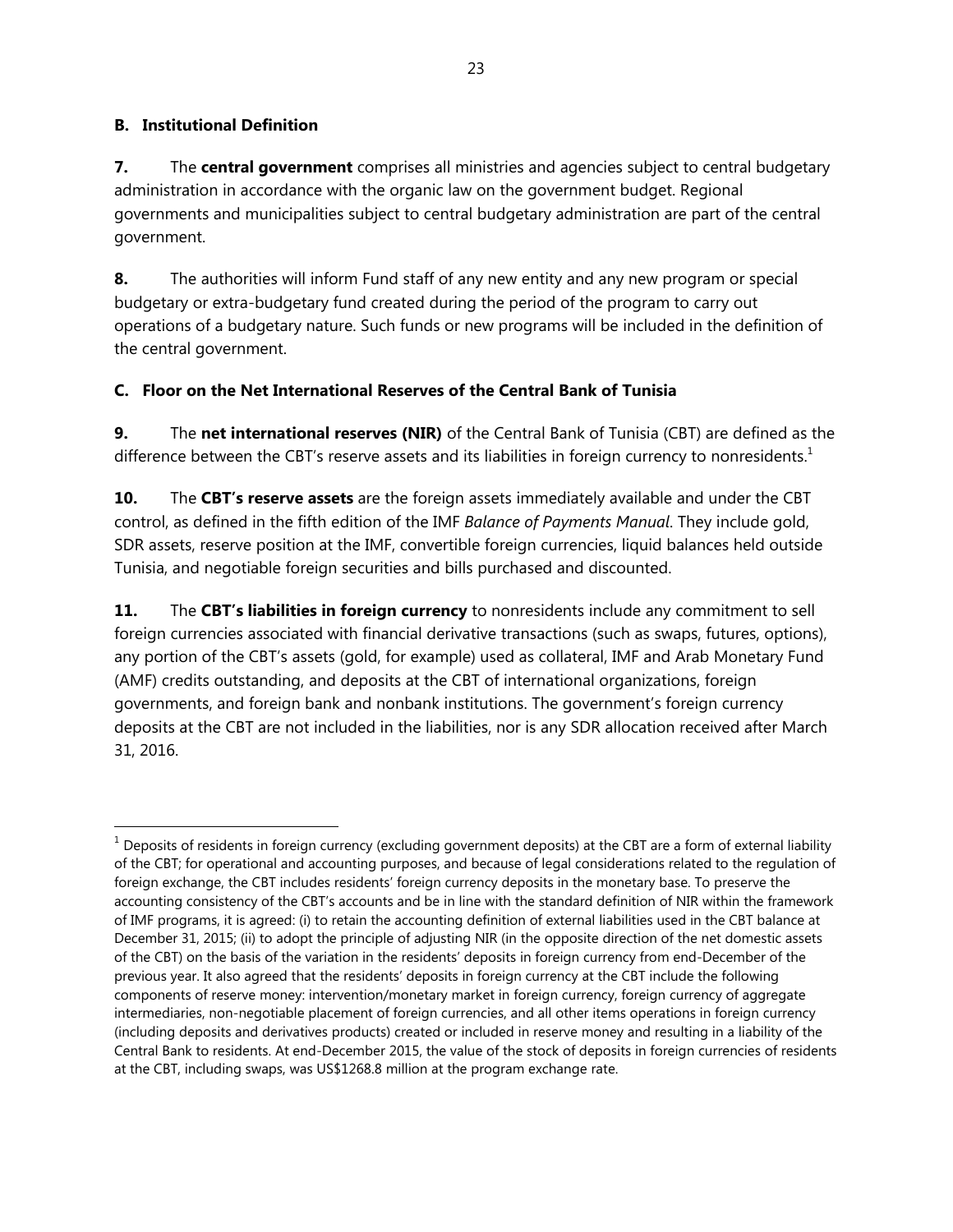### B. Institutional Definition

**7.** The **central government** comprises all ministries and agencies subject to central budgetary administration in accordance with the organic law on the government budget. Regional governments and municipalities subject to central budgetary administration are part of the central government.

**8.** The authorities will inform Fund staff of any new entity and any new program or special budgetary or extra-budgetary fund created during the period of the program to carry out operations of a budgetary nature. Such funds or new programs will be included in the definition of the central government.

### C. Floor on the Net International Reserves of the Central Bank of Tunisia

**9.** The **net international reserves (NIR)** of the Central Bank of Tunisia (CBT) are defined as the difference between the CBT's reserve assets and its liabilities in foreign currency to nonresidents.[1]

**10.** The **CBT's reserve assets** are the foreign assets immediately available and under the CBT control, as defined in the fifth edition of the IMF *Balance of Payments Manual*. They include gold, SDR assets, reserve position at the IMF, convertible foreign currencies, liquid balances held outside Tunisia, and negotiable foreign securities and bills purchased and discounted.

**11.** The **CBT's liabilities in foreign currency** to nonresidents include any commitment to sell foreign currencies associated with financial derivative transactions (such as swaps, futures, options), any portion of the CBT's assets (gold, for example) used as collateral, IMF and Arab Monetary Fund (AMF) credits outstanding, and deposits at the CBT of international organizations, foreign governments, and foreign bank and nonbank institutions. The government's foreign currency deposits at the CBT are not included in the liabilities, nor is any SDR allocation received after March 31, 2016.

---

[1] Deposits of residents in foreign currency (excluding government deposits) at the CBT are a form of external liability of the CBT; for operational and accounting purposes, and because of legal considerations related to the regulation of foreign exchange, the CBT includes residents' foreign currency deposits in the monetary base. To preserve the accounting consistency of the CBT's accounts and be in line with the standard definition of NIR within the framework of IMF programs, it is agreed: (i) to retain the accounting definition of external liabilities used in the CBT balance at December 31, 2015; (ii) to adopt the principle of adjusting NIR (in the opposite direction of the net domestic assets of the CBT) on the basis of the variation in the residents' deposits in foreign currency from end-December of the previous year. It also agreed that the residents' deposits in foreign currency at the CBT include the following components of reserve money: intervention/monetary market in foreign currency, foreign currency of aggregate intermediaries, non-negotiable placement of foreign currencies, and all other items operations in foreign currency (including deposits and derivatives products) created or included in reserve money and resulting in a liability of the Central Bank to residents. At end-December 2015, the value of the stock of deposits in foreign currencies of residents at the CBT, including swaps, was US$1268.8 million at the program exchange rate.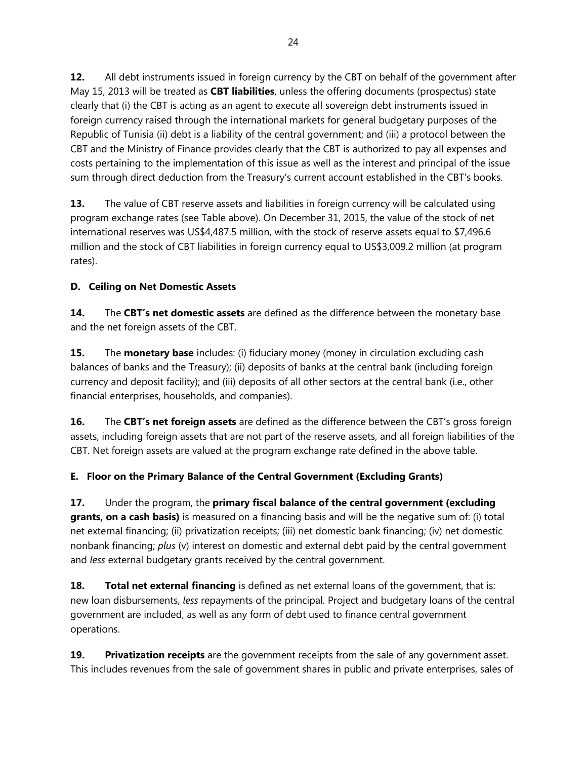**12.** All debt instruments issued in foreign currency by the CBT on behalf of the government after May 15, 2013 will be treated as **CBT liabilities**, unless the offering documents (prospectus) state clearly that (i) the CBT is acting as an agent to execute all sovereign debt instruments issued in foreign currency raised through the international markets for general budgetary purposes of the Republic of Tunisia (ii) debt is a liability of the central government; and (iii) a protocol between the CBT and the Ministry of Finance provides clearly that the CBT is authorized to pay all expenses and costs pertaining to the implementation of this issue as well as the interest and principal of the issue sum through direct deduction from the Treasury's current account established in the CBT's books.

**13.** The value of CBT reserve assets and liabilities in foreign currency will be calculated using program exchange rates (see Table above). On December 31, 2015, the value of the stock of net international reserves was US$4,487.5 million, with the stock of reserve assets equal to $7,496.6 million and the stock of CBT liabilities in foreign currency equal to US$3,009.2 million (at program rates).

### D. Ceiling on Net Domestic Assets

**14.** The **CBT's net domestic assets** are defined as the difference between the monetary base and the net foreign assets of the CBT.

**15.** The **monetary base** includes: (i) fiduciary money (money in circulation excluding cash balances of banks and the Treasury); (ii) deposits of banks at the central bank (including foreign currency and deposit facility); and (iii) deposits of all other sectors at the central bank (i.e., other financial enterprises, households, and companies).

**16.** The **CBT's net foreign assets** are defined as the difference between the CBT's gross foreign assets, including foreign assets that are not part of the reserve assets, and all foreign liabilities of the CBT. Net foreign assets are valued at the program exchange rate defined in the above table.

### E. Floor on the Primary Balance of the Central Government (Excluding Grants)

**17.** Under the program, the **primary fiscal balance of the central government (excluding grants, on a cash basis)** is measured on a financing basis and will be the negative sum of: (i) total net external financing; (ii) privatization receipts; (iii) net domestic bank financing; (iv) net domestic nonbank financing; *plus* (v) interest on domestic and external debt paid by the central government and *less* external budgetary grants received by the central government.

**18.** **Total net external financing** is defined as net external loans of the government, that is: new loan disbursements, *less* repayments of the principal. Project and budgetary loans of the central government are included, as well as any form of debt used to finance central government operations.

**19.** **Privatization receipts** are the government receipts from the sale of any government asset. This includes revenues from the sale of government shares in public and private enterprises, sales of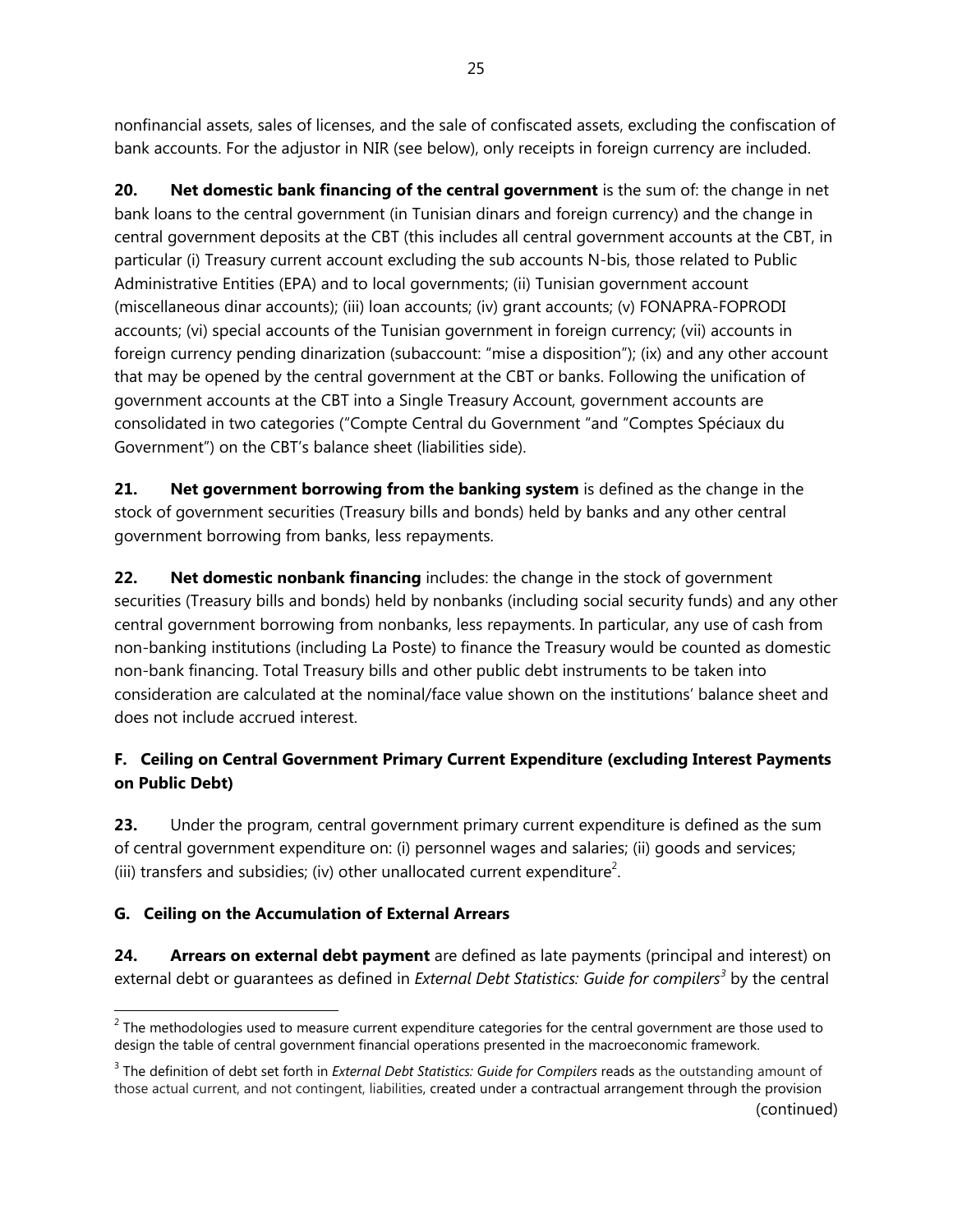nonfinancial assets, sales of licenses, and the sale of confiscated assets, excluding the confiscation of bank accounts. For the adjustor in NIR (see below), only receipts in foreign currency are included.

**20. Net domestic bank financing of the central government** is the sum of: the change in net bank loans to the central government (in Tunisian dinars and foreign currency) and the change in central government deposits at the CBT (this includes all central government accounts at the CBT, in particular (i) Treasury current account excluding the sub accounts N-bis, those related to Public Administrative Entities (EPA) and to local governments; (ii) Tunisian government account (miscellaneous dinar accounts); (iii) loan accounts; (iv) grant accounts; (v) FONAPRA-FOPRODI accounts; (vi) special accounts of the Tunisian government in foreign currency; (vii) accounts in foreign currency pending dinarization (subaccount: "mise a disposition"); (ix) and any other account that may be opened by the central government at the CBT or banks. Following the unification of government accounts at the CBT into a Single Treasury Account, government accounts are consolidated in two categories ("Compte Central du Government "and "Comptes Spéciaux du Government") on the CBT's balance sheet (liabilities side).

**21. Net government borrowing from the banking system** is defined as the change in the stock of government securities (Treasury bills and bonds) held by banks and any other central government borrowing from banks, less repayments.

**22. Net domestic nonbank financing** includes: the change in the stock of government securities (Treasury bills and bonds) held by nonbanks (including social security funds) and any other central government borrowing from nonbanks, less repayments. In particular, any use of cash from non-banking institutions (including La Poste) to finance the Treasury would be counted as domestic non-bank financing. Total Treasury bills and other public debt instruments to be taken into consideration are calculated at the nominal/face value shown on the institutions' balance sheet and does not include accrued interest.

### F. Ceiling on Central Government Primary Current Expenditure (excluding Interest Payments on Public Debt)

**23.** Under the program, central government primary current expenditure is defined as the sum of central government expenditure on: (i) personnel wages and salaries; (ii) goods and services; (iii) transfers and subsidies; (iv) other unallocated current expenditure[2].

### G. Ceiling on the Accumulation of External Arrears

**24. Arrears on external debt payment** are defined as late payments (principal and interest) on external debt or guarantees as defined in *External Debt Statistics: Guide for compilers*[3] by the central

[2] The methodologies used to measure current expenditure categories for the central government are those used to design the table of central government financial operations presented in the macroeconomic framework.

[3] The definition of debt set forth in *External Debt Statistics: Guide for Compilers* reads as the outstanding amount of those actual current, and not contingent, liabilities, created under a contractual arrangement through the provision

(continued)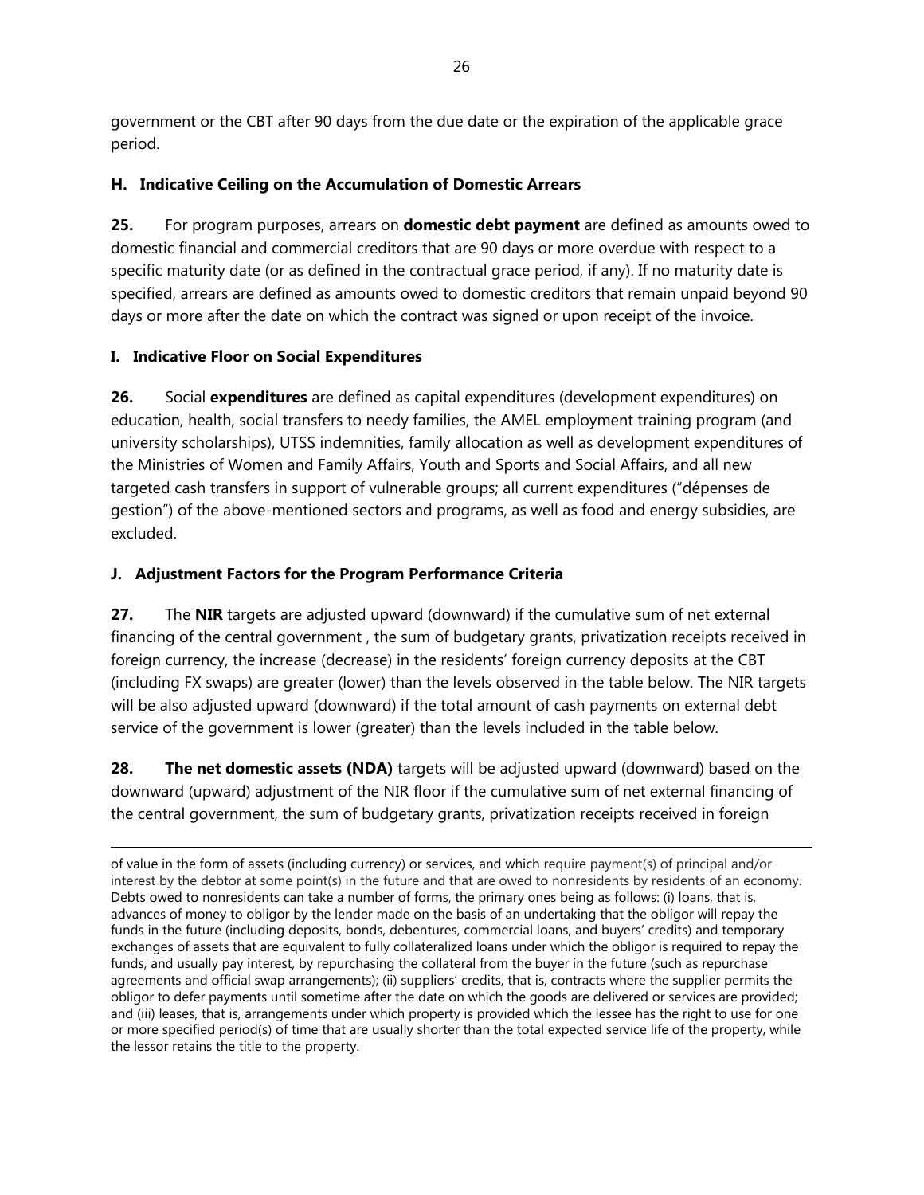government or the CBT after 90 days from the due date or the expiration of the applicable grace period.

### H. Indicative Ceiling on the Accumulation of Domestic Arrears

**25.** For program purposes, arrears on **domestic debt payment** are defined as amounts owed to domestic financial and commercial creditors that are 90 days or more overdue with respect to a specific maturity date (or as defined in the contractual grace period, if any). If no maturity date is specified, arrears are defined as amounts owed to domestic creditors that remain unpaid beyond 90 days or more after the date on which the contract was signed or upon receipt of the invoice.

### I. Indicative Floor on Social Expenditures

**26.** Social **expenditures** are defined as capital expenditures (development expenditures) on education, health, social transfers to needy families, the AMEL employment training program (and university scholarships), UTSS indemnities, family allocation as well as development expenditures of the Ministries of Women and Family Affairs, Youth and Sports and Social Affairs, and all new targeted cash transfers in support of vulnerable groups; all current expenditures ("dépenses de gestion") of the above-mentioned sectors and programs, as well as food and energy subsidies, are excluded.

### J. Adjustment Factors for the Program Performance Criteria

**27.** The **NIR** targets are adjusted upward (downward) if the cumulative sum of net external financing of the central government , the sum of budgetary grants, privatization receipts received in foreign currency, the increase (decrease) in the residents' foreign currency deposits at the CBT (including FX swaps) are greater (lower) than the levels observed in the table below. The NIR targets will be also adjusted upward (downward) if the total amount of cash payments on external debt service of the government is lower (greater) than the levels included in the table below.

**28. The net domestic assets (NDA)** targets will be adjusted upward (downward) based on the downward (upward) adjustment of the NIR floor if the cumulative sum of net external financing of the central government, the sum of budgetary grants, privatization receipts received in foreign

---

of value in the form of assets (including currency) or services, and which require payment(s) of principal and/or interest by the debtor at some point(s) in the future and that are owed to nonresidents by residents of an economy. Debts owed to nonresidents can take a number of forms, the primary ones being as follows: (i) loans, that is, advances of money to obligor by the lender made on the basis of an undertaking that the obligor will repay the funds in the future (including deposits, bonds, debentures, commercial loans, and buyers' credits) and temporary exchanges of assets that are equivalent to fully collateralized loans under which the obligor is required to repay the funds, and usually pay interest, by repurchasing the collateral from the buyer in the future (such as repurchase agreements and official swap arrangements); (ii) suppliers' credits, that is, contracts where the supplier permits the obligor to defer payments until sometime after the date on which the goods are delivered or services are provided; and (iii) leases, that is, arrangements under which property is provided which the lessee has the right to use for one or more specified period(s) of time that are usually shorter than the total expected service life of the property, while the lessor retains the title to the property.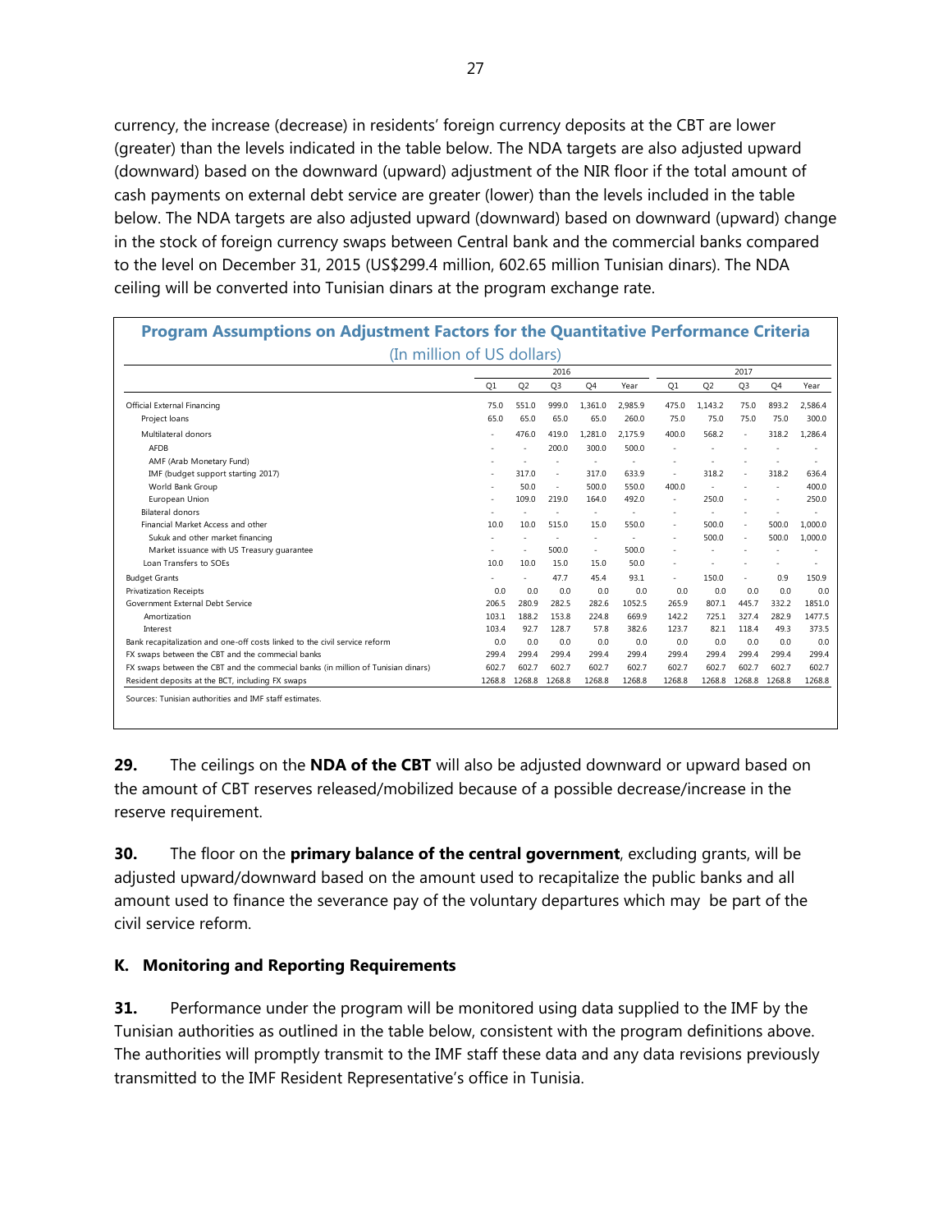currency, the increase (decrease) in residents' foreign currency deposits at the CBT are lower (greater) than the levels indicated in the table below. The NDA targets are also adjusted upward (downward) based on the downward (upward) adjustment of the NIR floor if the total amount of cash payments on external debt service are greater (lower) than the levels included in the table below. The NDA targets are also adjusted upward (downward) based on downward (upward) change in the stock of foreign currency swaps between Central bank and the commercial banks compared to the level on December 31, 2015 (US$299.4 million, 602.65 million Tunisian dinars). The NDA ceiling will be converted into Tunisian dinars at the program exchange rate.

**Program Assumptions on Adjustment Factors for the Quantitative Performance Criteria**
(In million of US dollars)

| | 2016 | | | | | 2017 | | | | |
|---|---|---|---|---|---|---|---|---|---|---|
| | Q1 | Q2 | Q3 | Q4 | Year | Q1 | Q2 | Q3 | Q4 | Year |
| Official External Financing | 75.0 | 551.0 | 999.0 | 1,361.0 | 2,985.9 | 475.0 | 1,143.2 | 75.0 | 893.2 | 2,586.4 |
| Project loans | 65.0 | 65.0 | 65.0 | 65.0 | 260.0 | 75.0 | 75.0 | 75.0 | 75.0 | 300.0 |
| Multilateral donors | - | 476.0 | 419.0 | 1,281.0 | 2,175.9 | 400.0 | 568.2 | - | 318.2 | 1,286.4 |
| AFDB | - | - | 200.0 | 300.0 | 500.0 | - | - | - | - | - |
| AMF (Arab Monetary Fund) | - | - | - | - | - | - | - | - | - | - |
| IMF (budget support starting 2017) | - | 317.0 | - | 317.0 | 633.9 | - | 318.2 | - | 318.2 | 636.4 |
| World Bank Group | - | 50.0 | - | 500.0 | 550.0 | 400.0 | - | - | - | 400.0 |
| European Union | - | 109.0 | 219.0 | 164.0 | 492.0 | - | 250.0 | - | - | 250.0 |
| Bilateral donors | - | - | - | - | - | - | - | - | - | - |
| Financial Market Access and other | 10.0 | 10.0 | 515.0 | 15.0 | 550.0 | - | 500.0 | - | 500.0 | 1,000.0 |
| Sukuk and other market financing | - | - | - | - | - | - | 500.0 | - | 500.0 | 1,000.0 |
| Market issuance with US Treasury guarantee | - | - | 500.0 | - | 500.0 | - | - | - | - | - |
| Loan Transfers to SOEs | 10.0 | 10.0 | 15.0 | 15.0 | 50.0 | - | - | - | - | - |
| Budget Grants | - | - | 47.7 | 45.4 | 93.1 | - | 150.0 | - | 0.9 | 150.9 |
| Privatization Receipts | 0.0 | 0.0 | 0.0 | 0.0 | 0.0 | 0.0 | 0.0 | 0.0 | 0.0 | 0.0 |
| Government External Debt Service | 206.5 | 280.9 | 282.5 | 282.6 | 1052.5 | 265.9 | 807.1 | 445.7 | 332.2 | 1851.0 |
| Amortization | 103.1 | 188.2 | 153.8 | 224.8 | 669.9 | 142.2 | 725.1 | 327.4 | 282.9 | 1477.5 |
| Interest | 103.4 | 92.7 | 128.7 | 57.8 | 382.6 | 123.7 | 82.1 | 118.4 | 49.3 | 373.5 |
| Bank recapitalization and one-off costs linked to the civil service reform | 0.0 | 0.0 | 0.0 | 0.0 | 0.0 | 0.0 | 0.0 | 0.0 | 0.0 | 0.0 |
| FX swaps between the CBT and the commecial banks | 299.4 | 299.4 | 299.4 | 299.4 | 299.4 | 299.4 | 299.4 | 299.4 | 299.4 | 299.4 |
| FX swaps between the CBT and the commercial banks (in million of Tunisian dinars) | 602.7 | 602.7 | 602.7 | 602.7 | 602.7 | 602.7 | 602.7 | 602.7 | 602.7 | 602.7 |
| Resident deposits at the BCT, including FX swaps | 1268.8 | 1268.8 | 1268.8 | 1268.8 | 1268.8 | 1268.8 | 1268.8 | 1268.8 | 1268.8 | 1268.8 |

Sources: Tunisian authorities and IMF staff estimates.

**29.** The ceilings on the **NDA of the CBT** will also be adjusted downward or upward based on the amount of CBT reserves released/mobilized because of a possible decrease/increase in the reserve requirement.

**30.** The floor on the **primary balance of the central government**, excluding grants, will be adjusted upward/downward based on the amount used to recapitalize the public banks and all amount used to finance the severance pay of the voluntary departures which may be part of the civil service reform.

### K. Monitoring and Reporting Requirements

**31.** Performance under the program will be monitored using data supplied to the IMF by the Tunisian authorities as outlined in the table below, consistent with the program definitions above. The authorities will promptly transmit to the IMF staff these data and any data revisions previously transmitted to the IMF Resident Representative's office in Tunisia.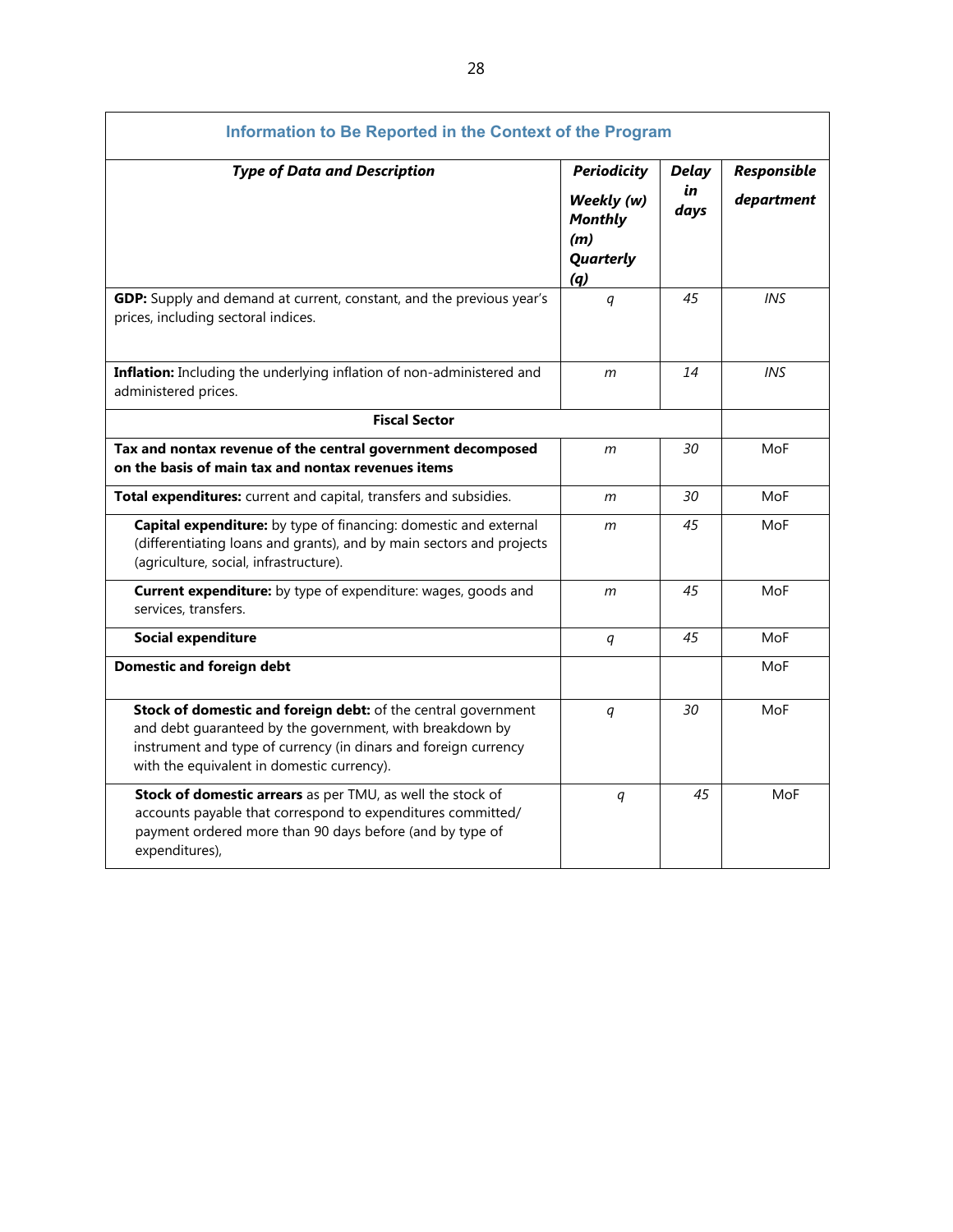| Information to Be Reported in the Context of the Program | | | |
|---|---|---|---|
| ***Type of Data and Description*** | ***Periodicity*** ***Weekly (w) Monthly (m) Quarterly (q)*** | ***Delay in days*** | ***Responsible department*** |
| **GDP:** Supply and demand at current, constant, and the previous year's prices, including sectoral indices. | *q* | *45* | *INS* |
| **Inflation:** Including the underlying inflation of non-administered and administered prices. | *m* | *14* | *INS* |
| **Fiscal Sector** | | | |
| **Tax and nontax revenue of the central government decomposed on the basis of main tax and nontax revenues items** | *m* | *30* | MoF |
| **Total expenditures:** current and capital, transfers and subsidies. | *m* | *30* | MoF |
| **Capital expenditure:** by type of financing: domestic and external (differentiating loans and grants), and by main sectors and projects (agriculture, social, infrastructure). | *m* | *45* | MoF |
| **Current expenditure:** by type of expenditure: wages, goods and services, transfers. | *m* | *45* | MoF |
| **Social expenditure** | *q* | *45* | MoF |
| **Domestic and foreign debt** | | | MoF |
| **Stock of domestic and foreign debt:** of the central government and debt guaranteed by the government, with breakdown by instrument and type of currency (in dinars and foreign currency with the equivalent in domestic currency). | *q* | *30* | MoF |
| **Stock of domestic arrears** as per TMU, as well the stock of accounts payable that correspond to expenditures committed/ payment ordered more than 90 days before (and by type of expenditures), | *q* | *45* | MoF |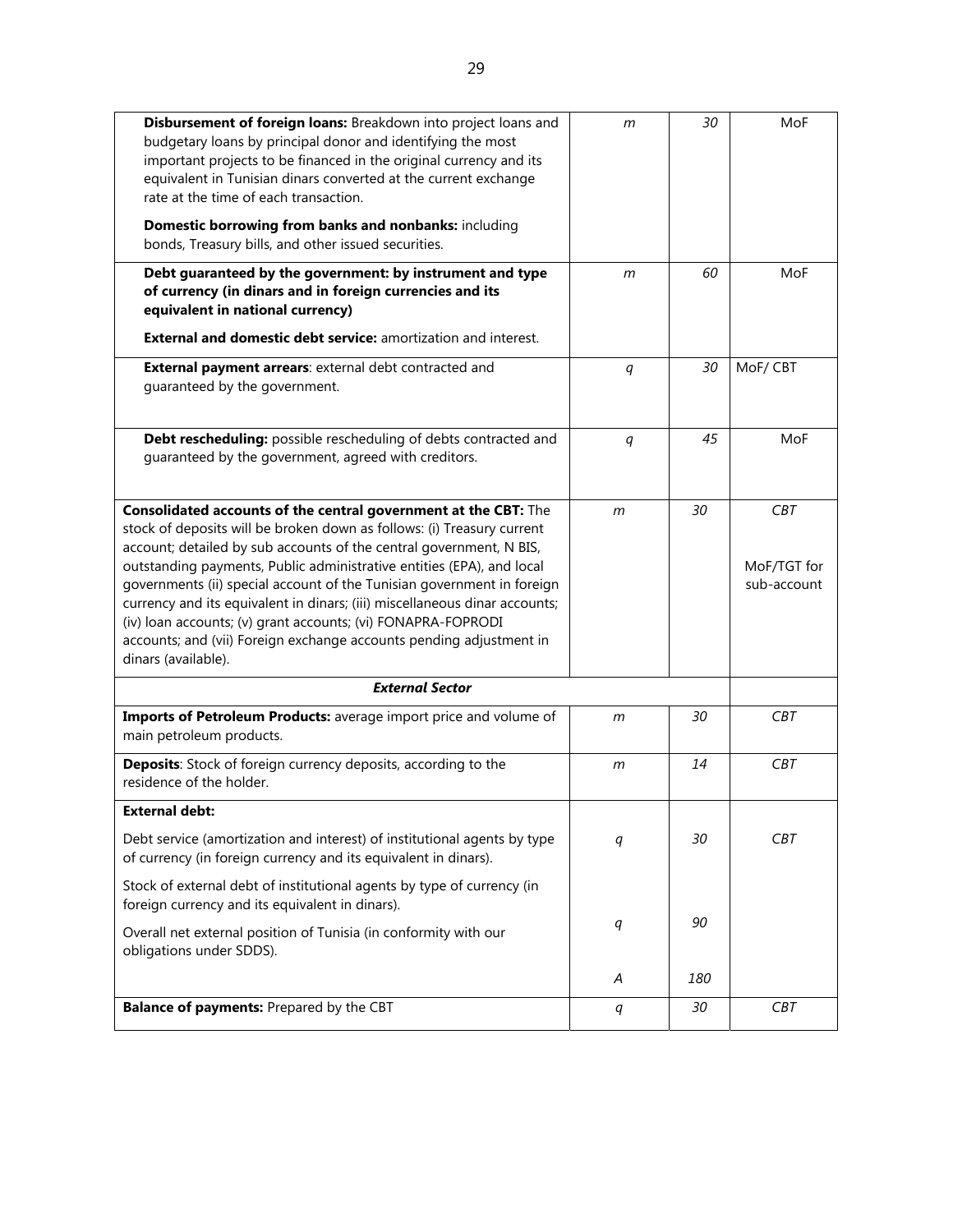| | | | |
|---|---|---|---|
| **Disbursement of foreign loans:** Breakdown into project loans and budgetary loans by principal donor and identifying the most important projects to be financed in the original currency and its equivalent in Tunisian dinars converted at the current exchange rate at the time of each transaction.<br><br>**Domestic borrowing from banks and nonbanks:** including bonds, Treasury bills, and other issued securities. | *m* | *30* | MoF |
| **Debt guaranteed by the government: by instrument and type of currency (in dinars and in foreign currencies and its equivalent in national currency)**<br><br>**External and domestic debt service:** amortization and interest. | *m* | *60* | MoF |
| **External payment arrears**: external debt contracted and guaranteed by the government. | *q* | *30* | MoF/ CBT |
| **Debt rescheduling:** possible rescheduling of debts contracted and guaranteed by the government, agreed with creditors. | *q* | *45* | MoF |
| **Consolidated accounts of the central government at the CBT:** The stock of deposits will be broken down as follows: (i) Treasury current account; detailed by sub accounts of the central government, N BIS, outstanding payments, Public administrative entities (EPA), and local governments (ii) special account of the Tunisian government in foreign currency and its equivalent in dinars; (iii) miscellaneous dinar accounts; (iv) loan accounts; (v) grant accounts; (vi) FONAPRA-FOPRODI accounts; and (vii) Foreign exchange accounts pending adjustment in dinars (available). | *m* | *30* | *CBT*<br><br>MoF/TGT for sub-account |
| ***External Sector*** | | | |
| **Imports of Petroleum Products:** average import price and volume of main petroleum products. | *m* | *30* | *CBT* |
| **Deposits**: Stock of foreign currency deposits, according to the residence of the holder. | *m* | *14* | *CBT* |
| **External debt:**<br><br>Debt service (amortization and interest) of institutional agents by type of currency (in foreign currency and its equivalent in dinars).<br><br>Stock of external debt of institutional agents by type of currency (in foreign currency and its equivalent in dinars).<br><br>Overall net external position of Tunisia (in conformity with our obligations under SDDS). | *q*<br><br>*q*<br><br>*A* | *30*<br><br>*90*<br><br>*180* | *CBT* |
| **Balance of payments:** Prepared by the CBT | *q* | *30* | *CBT* |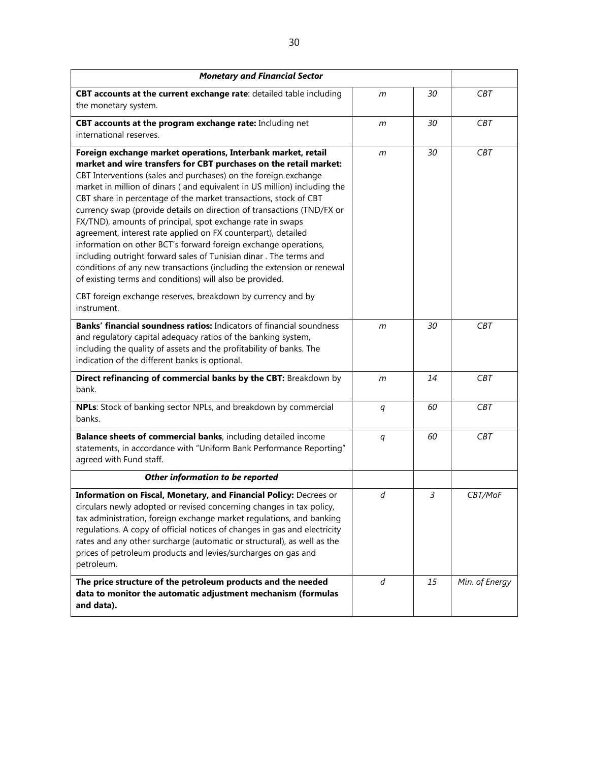| *Monetary and Financial Sector* | | | |
|---|---|---|---|
| **CBT accounts at the current exchange rate**: detailed table including the monetary system. | *m* | *30* | *CBT* |
| **CBT accounts at the program exchange rate:** Including net international reserves. | *m* | *30* | *CBT* |
| **Foreign exchange market operations, Interbank market, retail market and wire transfers for CBT purchases on the retail market:** CBT Interventions (sales and purchases) on the foreign exchange market in million of dinars ( and equivalent in US million) including the CBT share in percentage of the market transactions, stock of CBT currency swap (provide details on direction of transactions (TND/FX or FX/TND), amounts of principal, spot exchange rate in swaps agreement, interest rate applied on FX counterpart), detailed information on other BCT's forward foreign exchange operations, including outright forward sales of Tunisian dinar . The terms and conditions of any new transactions (including the extension or renewal of existing terms and conditions) will also be provided. <br><br> CBT foreign exchange reserves, breakdown by currency and by instrument. | *m* | *30* | *CBT* |
| **Banks' financial soundness ratios:** Indicators of financial soundness and regulatory capital adequacy ratios of the banking system, including the quality of assets and the profitability of banks. The indication of the different banks is optional. | *m* | *30* | *CBT* |
| **Direct refinancing of commercial banks by the CBT:** Breakdown by bank. | *m* | *14* | *CBT* |
| **NPLs**: Stock of banking sector NPLs, and breakdown by commercial banks. | *q* | *60* | *CBT* |
| **Balance sheets of commercial banks**, including detailed income statements, in accordance with "Uniform Bank Performance Reporting" agreed with Fund staff. | *q* | *60* | *CBT* |
| ***Other information to be reported*** | | | |
| **Information on Fiscal, Monetary, and Financial Policy:** Decrees or circulars newly adopted or revised concerning changes in tax policy, tax administration, foreign exchange market regulations, and banking regulations. A copy of official notices of changes in gas and electricity rates and any other surcharge (automatic or structural), as well as the prices of petroleum products and levies/surcharges on gas and petroleum. | *d* | *3* | *CBT/MoF* |
| **The price structure of the petroleum products and the needed data to monitor the automatic adjustment mechanism (formulas and data).** | *d* | *15* | *Min. of Energy* |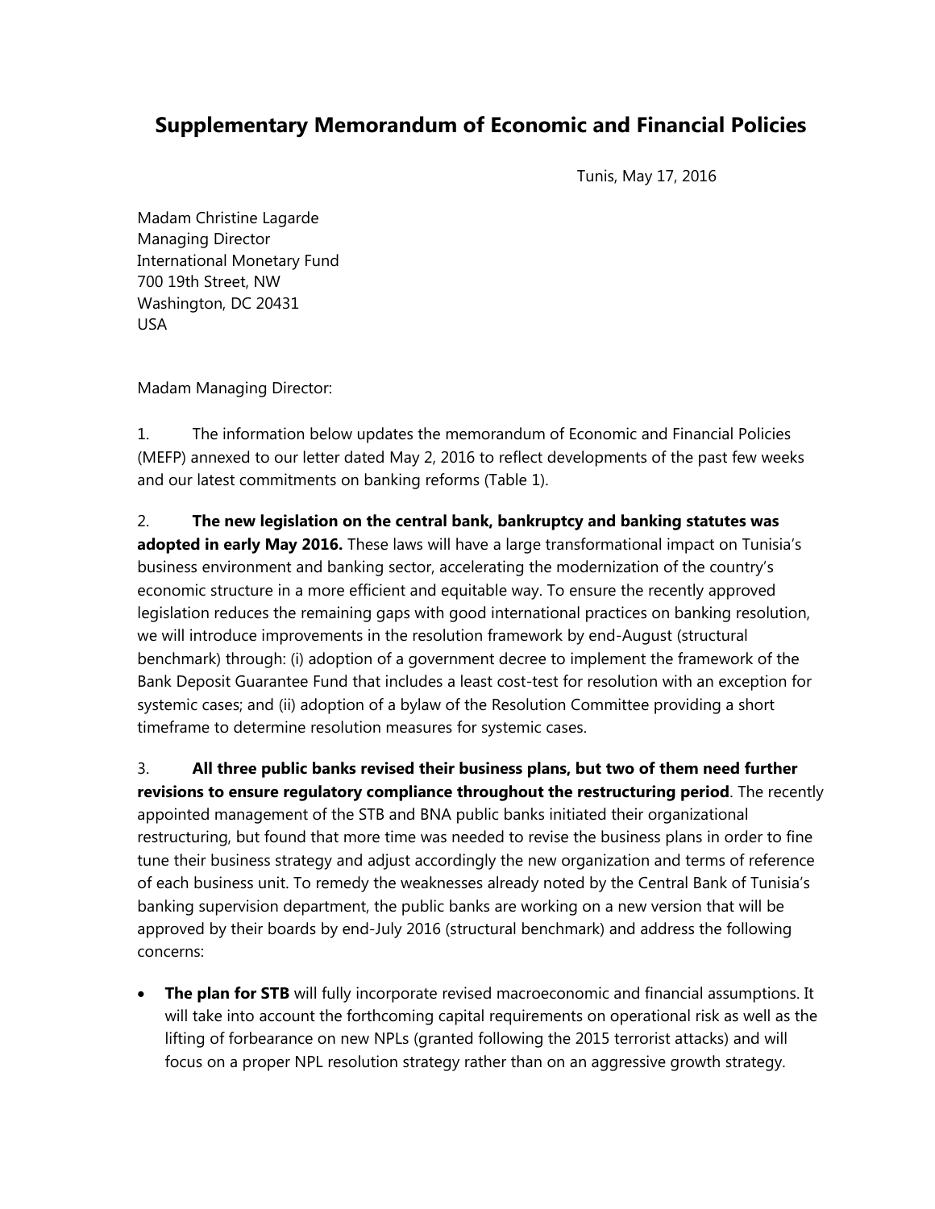# Supplementary Memorandum of Economic and Financial Policies

Tunis, May 17, 2016

Madam Christine Lagarde
Managing Director
International Monetary Fund
700 19th Street, NW
Washington, DC 20431
USA

Madam Managing Director:

1. The information below updates the memorandum of Economic and Financial Policies (MEFP) annexed to our letter dated May 2, 2016 to reflect developments of the past few weeks and our latest commitments on banking reforms (Table 1).

2. **The new legislation on the central bank, bankruptcy and banking statutes was adopted in early May 2016.** These laws will have a large transformational impact on Tunisia's business environment and banking sector, accelerating the modernization of the country's economic structure in a more efficient and equitable way. To ensure the recently approved legislation reduces the remaining gaps with good international practices on banking resolution, we will introduce improvements in the resolution framework by end-August (structural benchmark) through: (i) adoption of a government decree to implement the framework of the Bank Deposit Guarantee Fund that includes a least cost-test for resolution with an exception for systemic cases; and (ii) adoption of a bylaw of the Resolution Committee providing a short timeframe to determine resolution measures for systemic cases.

3. **All three public banks revised their business plans, but two of them need further revisions to ensure regulatory compliance throughout the restructuring period**. The recently appointed management of the STB and BNA public banks initiated their organizational restructuring, but found that more time was needed to revise the business plans in order to fine tune their business strategy and adjust accordingly the new organization and terms of reference of each business unit. To remedy the weaknesses already noted by the Central Bank of Tunisia's banking supervision department, the public banks are working on a new version that will be approved by their boards by end-July 2016 (structural benchmark) and address the following concerns:

- **The plan for STB** will fully incorporate revised macroeconomic and financial assumptions. It will take into account the forthcoming capital requirements on operational risk as well as the lifting of forbearance on new NPLs (granted following the 2015 terrorist attacks) and will focus on a proper NPL resolution strategy rather than on an aggressive growth strategy.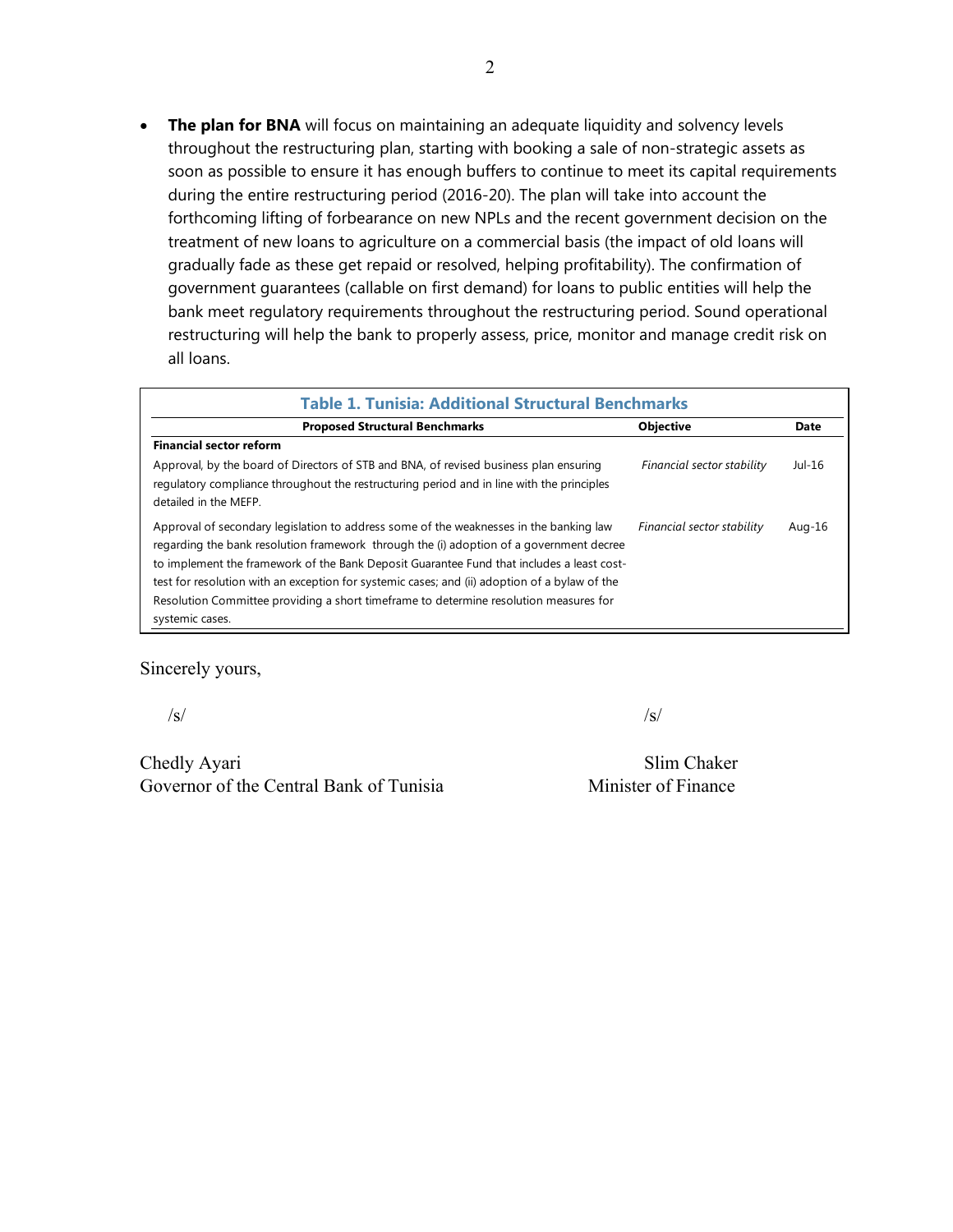- **The plan for BNA** will focus on maintaining an adequate liquidity and solvency levels throughout the restructuring plan, starting with booking a sale of non-strategic assets as soon as possible to ensure it has enough buffers to continue to meet its capital requirements during the entire restructuring period (2016-20). The plan will take into account the forthcoming lifting of forbearance on new NPLs and the recent government decision on the treatment of new loans to agriculture on a commercial basis (the impact of old loans will gradually fade as these get repaid or resolved, helping profitability). The confirmation of government guarantees (callable on first demand) for loans to public entities will help the bank meet regulatory requirements throughout the restructuring period. Sound operational restructuring will help the bank to properly assess, price, monitor and manage credit risk on all loans.

**Table 1. Tunisia: Additional Structural Benchmarks**

| Proposed Structural Benchmarks | Objective | Date |
|---|---|---|
| **Financial sector reform** | | |
| Approval, by the board of Directors of STB and BNA, of revised business plan ensuring regulatory compliance throughout the restructuring period and in line with the principles detailed in the MEFP. | *Financial sector stability* | Jul-16 |
| Approval of secondary legislation to address some of the weaknesses in the banking law regarding the bank resolution framework through the (i) adoption of a government decree to implement the framework of the Bank Deposit Guarantee Fund that includes a least cost-test for resolution with an exception for systemic cases; and (ii) adoption of a bylaw of the Resolution Committee providing a short timeframe to determine resolution measures for systemic cases. | *Financial sector stability* | Aug-16 |

Sincerely yours,

/s/

Chedly Ayari
Governor of the Central Bank of Tunisia

/s/

Slim Chaker
Minister of Finance